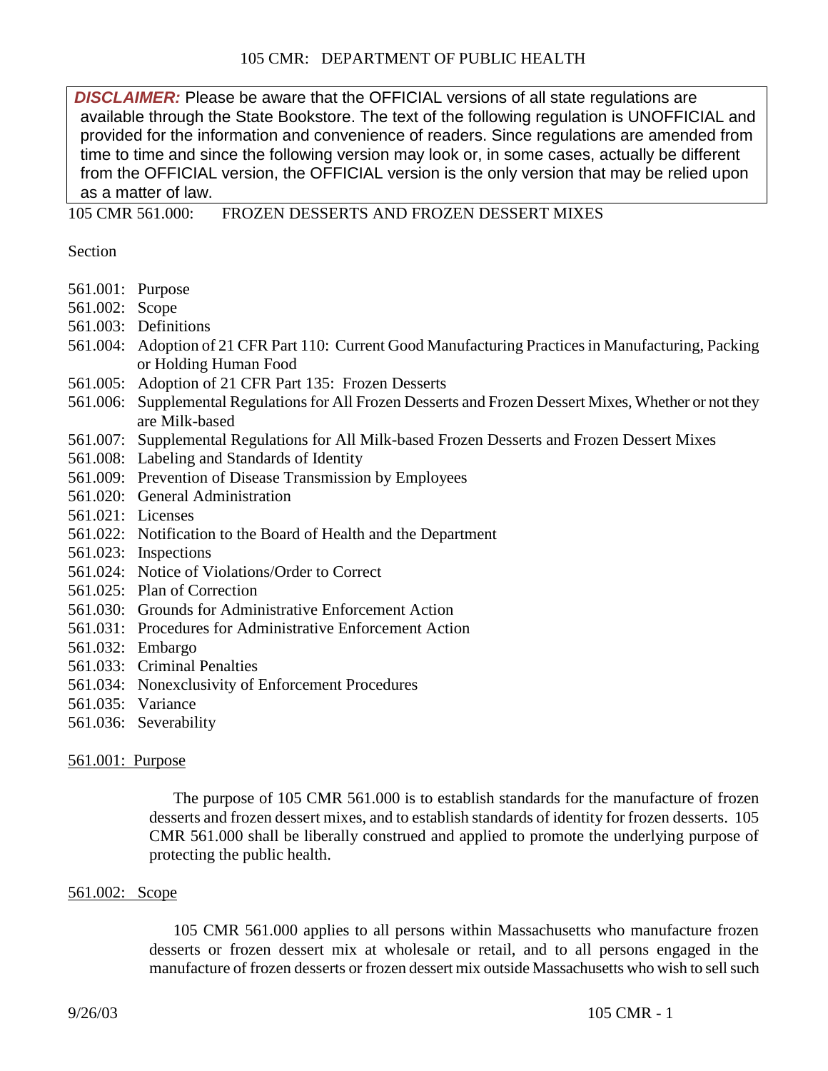**DISCLAIMER:** Please be aware that the OFFICIAL versions of all state regulations are available through the State Bookstore. The text of the following regulation is UNOFFICIAL and provided for the information and convenience of readers. Since regulations are amended from time to time and since the following version may look or, in some cases, actually be different from the OFFICIAL version, the OFFICIAL version is the only version that may be relied upon as a matter of law.

# 105 CMR 561.000: FROZEN DESSERTS AND FROZEN DESSERT MIXES

Section

- 561.001: Purpose
- 561.002: Scope
- 561.003: Definitions
- 561.004: Adoption of 21 CFR Part 110: Current Good Manufacturing Practices in Manufacturing, Packing or Holding Human Food
- 561.005: Adoption of 21 CFR Part 135: Frozen Desserts
- 561.006: Supplemental Regulations for All Frozen Desserts and Frozen Dessert Mixes, Whether or not they are Milk-based
- 561.007: Supplemental Regulations for All Milk-based Frozen Desserts and Frozen Dessert Mixes
- 561.008: Labeling and Standards of Identity
- 561.009: Prevention of Disease Transmission by Employees
- 561.020: General Administration
- 561.021: Licenses
- 561.022: Notification to the Board of Health and the Department
- 561.023: Inspections
- 561.024: Notice of Violations/Order to Correct
- 561.025: Plan of Correction
- 561.030: Grounds for Administrative Enforcement Action
- 561.031: Procedures for Administrative Enforcement Action
- 561.032: Embargo
- 561.033: Criminal Penalties
- 561.034: Nonexclusivity of Enforcement Procedures
- 561.035: Variance
- 561.036: Severability

## 561.001: Purpose

The purpose of 105 CMR 561.000 is to establish standards for the manufacture of frozen desserts and frozen dessert mixes, and to establish standards of identity for frozen desserts. 105 CMR 561.000 shall be liberally construed and applied to promote the underlying purpose of protecting the public health.

## 561.002: Scope

105 CMR 561.000 applies to all persons within Massachusetts who manufacture frozen desserts or frozen dessert mix at wholesale or retail, and to all persons engaged in the manufacture of frozen desserts or frozen dessert mix outside Massachusetts who wish to sell such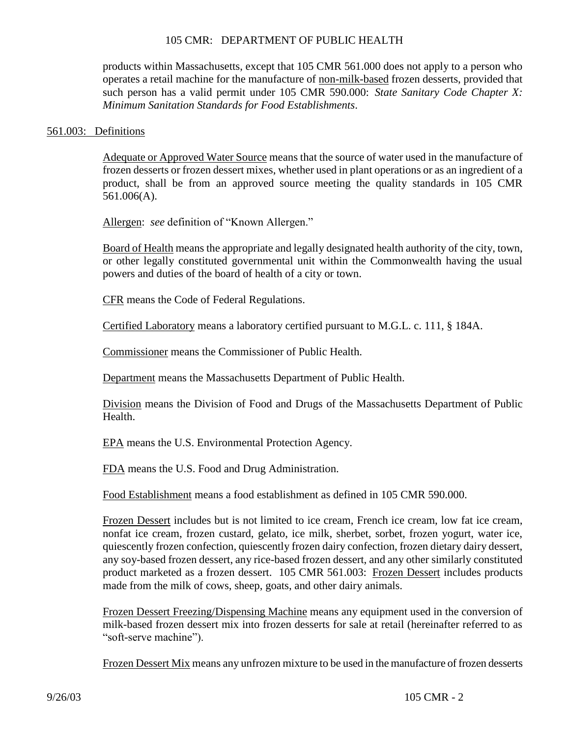products within Massachusetts, except that 105 CMR 561.000 does not apply to a person who operates a retail machine for the manufacture of non-milk-based frozen desserts, provided that such person has a valid permit under 105 CMR 590.000: *State Sanitary Code Chapter X: Minimum Sanitation Standards for Food Establishments*.

## 561.003: Definitions

Adequate or Approved Water Source means that the source of water used in the manufacture of frozen desserts or frozen dessert mixes, whether used in plant operations or as an ingredient of a product, shall be from an approved source meeting the quality standards in 105 CMR 561.006(A).

Allergen: *see* definition of "Known Allergen."

Board of Health means the appropriate and legally designated health authority of the city, town, or other legally constituted governmental unit within the Commonwealth having the usual powers and duties of the board of health of a city or town.

CFR means the Code of Federal Regulations.

Certified Laboratory means a laboratory certified pursuant to M.G.L. c. 111, § 184A.

Commissioner means the Commissioner of Public Health.

Department means the Massachusetts Department of Public Health.

Division means the Division of Food and Drugs of the Massachusetts Department of Public Health.

EPA means the U.S. Environmental Protection Agency.

FDA means the U.S. Food and Drug Administration.

Food Establishment means a food establishment as defined in 105 CMR 590.000.

Frozen Dessert includes but is not limited to ice cream, French ice cream, low fat ice cream, nonfat ice cream, frozen custard, gelato, ice milk, sherbet, sorbet, frozen yogurt, water ice, quiescently frozen confection, quiescently frozen dairy confection, frozen dietary dairy dessert, any soy-based frozen dessert, any rice-based frozen dessert, and any other similarly constituted product marketed as a frozen dessert. 105 CMR 561.003: Frozen Dessert includes products made from the milk of cows, sheep, goats, and other dairy animals.

Frozen Dessert Freezing/Dispensing Machine means any equipment used in the conversion of milk-based frozen dessert mix into frozen desserts for sale at retail (hereinafter referred to as "soft-serve machine").

Frozen Dessert Mix means any unfrozen mixture to be used in the manufacture of frozen desserts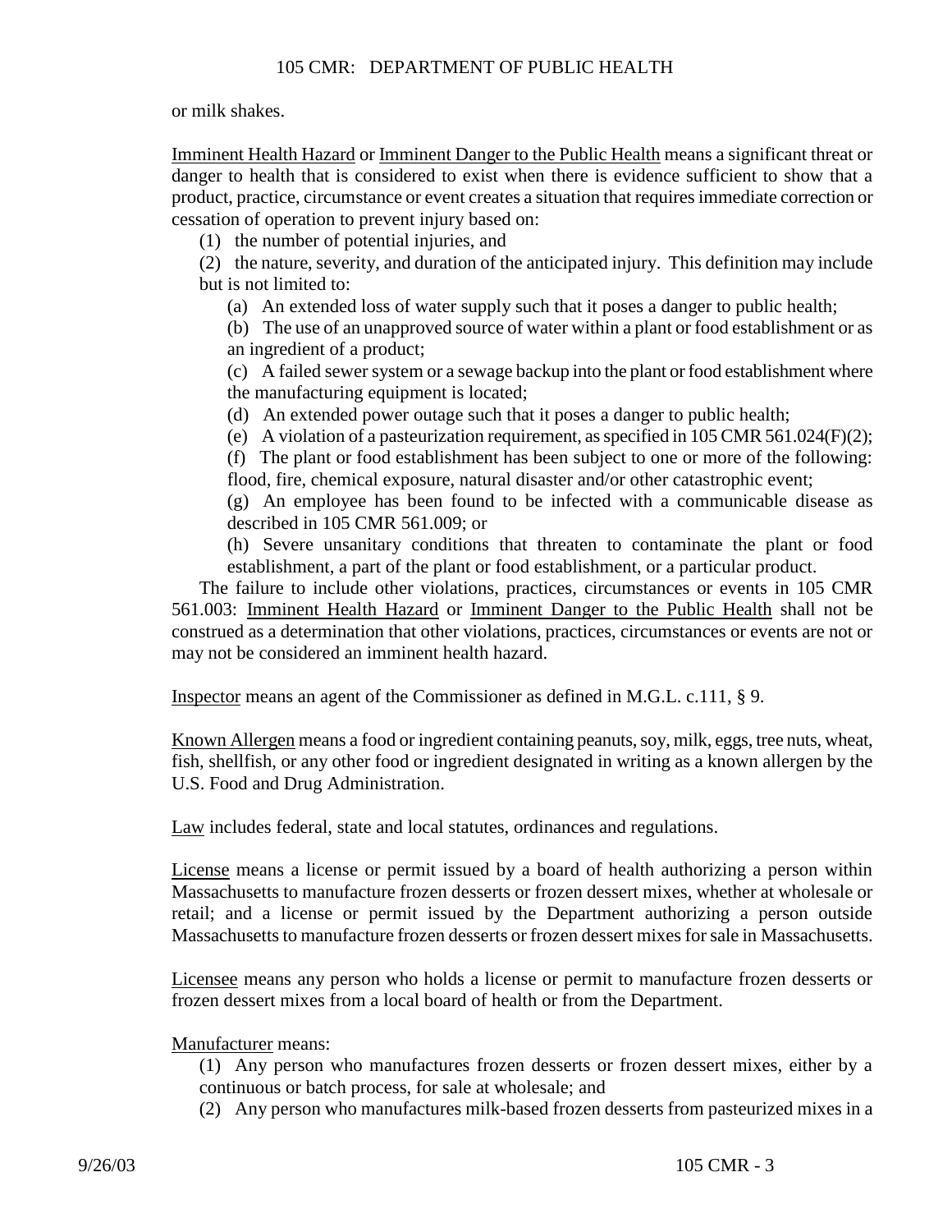or milk shakes.

Imminent Health Hazard or Imminent Danger to the Public Health means a significant threat or danger to health that is considered to exist when there is evidence sufficient to show that a product, practice, circumstance or event creates a situation that requires immediate correction or cessation of operation to prevent injury based on:

(1) the number of potential injuries, and

(2) the nature, severity, and duration of the anticipated injury. This definition may include but is not limited to:

(a) An extended loss of water supply such that it poses a danger to public health;

(b) The use of an unapproved source of water within a plant or food establishment or as an ingredient of a product;

(c) A failed sewer system or a sewage backup into the plant or food establishment where the manufacturing equipment is located;

(d) An extended power outage such that it poses a danger to public health;

(e) A violation of a pasteurization requirement, as specified in 105 CMR 561.024(F)(2);

(f) The plant or food establishment has been subject to one or more of the following: flood, fire, chemical exposure, natural disaster and/or other catastrophic event;

(g) An employee has been found to be infected with a communicable disease as described in 105 CMR 561.009; or

(h) Severe unsanitary conditions that threaten to contaminate the plant or food establishment, a part of the plant or food establishment, or a particular product.

The failure to include other violations, practices, circumstances or events in 105 CMR 561.003: Imminent Health Hazard or Imminent Danger to the Public Health shall not be construed as a determination that other violations, practices, circumstances or events are not or may not be considered an imminent health hazard.

Inspector means an agent of the Commissioner as defined in M.G.L. c.111, § 9.

Known Allergen means a food or ingredient containing peanuts, soy, milk, eggs, tree nuts, wheat, fish, shellfish, or any other food or ingredient designated in writing as a known allergen by the U.S. Food and Drug Administration.

Law includes federal, state and local statutes, ordinances and regulations.

License means a license or permit issued by a board of health authorizing a person within Massachusetts to manufacture frozen desserts or frozen dessert mixes, whether at wholesale or retail; and a license or permit issued by the Department authorizing a person outside Massachusetts to manufacture frozen desserts or frozen dessert mixes for sale in Massachusetts.

Licensee means any person who holds a license or permit to manufacture frozen desserts or frozen dessert mixes from a local board of health or from the Department.

Manufacturer means:

(1) Any person who manufactures frozen desserts or frozen dessert mixes, either by a continuous or batch process, for sale at wholesale; and

(2) Any person who manufactures milk-based frozen desserts from pasteurized mixes in a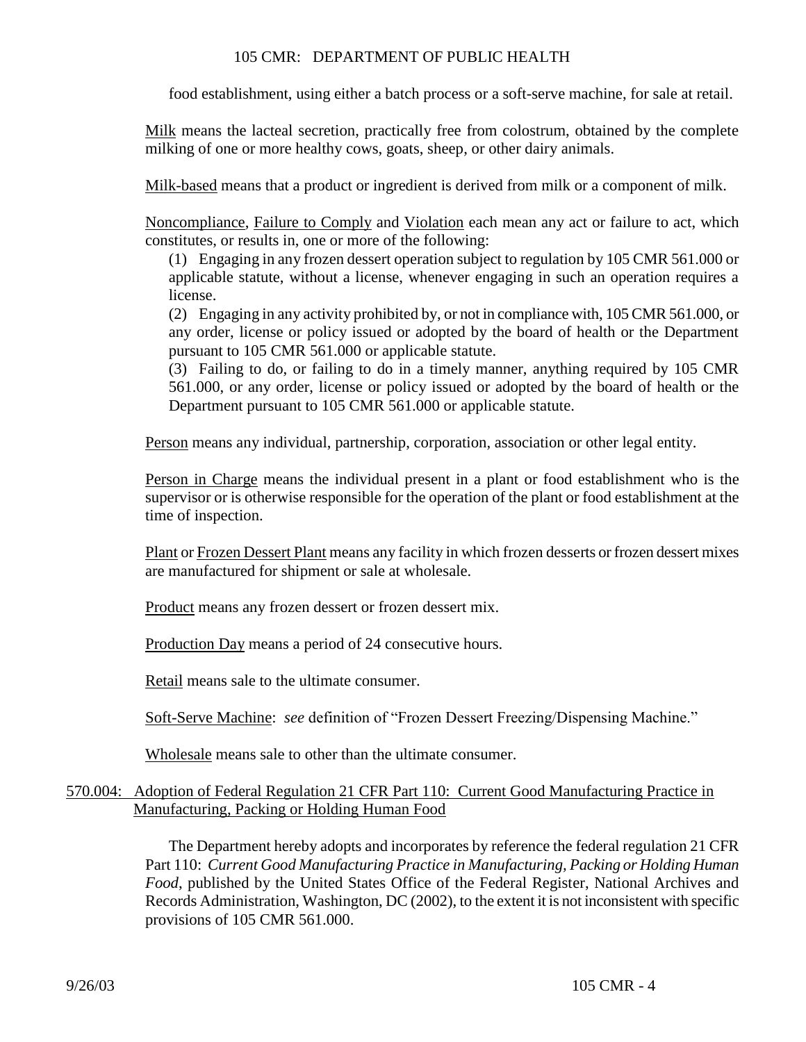food establishment, using either a batch process or a soft-serve machine, for sale at retail.

Milk means the lacteal secretion, practically free from colostrum, obtained by the complete milking of one or more healthy cows, goats, sheep, or other dairy animals.

Milk-based means that a product or ingredient is derived from milk or a component of milk.

Noncompliance, Failure to Comply and Violation each mean any act or failure to act, which constitutes, or results in, one or more of the following:

(1) Engaging in any frozen dessert operation subject to regulation by 105 CMR 561.000 or applicable statute, without a license, whenever engaging in such an operation requires a license.

(2) Engaging in any activity prohibited by, or not in compliance with, 105 CMR 561.000, or any order, license or policy issued or adopted by the board of health or the Department pursuant to 105 CMR 561.000 or applicable statute.

(3) Failing to do, or failing to do in a timely manner, anything required by 105 CMR 561.000, or any order, license or policy issued or adopted by the board of health or the Department pursuant to 105 CMR 561.000 or applicable statute.

Person means any individual, partnership, corporation, association or other legal entity.

Person in Charge means the individual present in a plant or food establishment who is the supervisor or is otherwise responsible for the operation of the plant or food establishment at the time of inspection.

Plant or Frozen Dessert Plant means any facility in which frozen desserts or frozen dessert mixes are manufactured for shipment or sale at wholesale.

Product means any frozen dessert or frozen dessert mix.

Production Day means a period of 24 consecutive hours.

Retail means sale to the ultimate consumer.

Soft-Serve Machine: *see* definition of "Frozen Dessert Freezing/Dispensing Machine."

Wholesale means sale to other than the ultimate consumer.

## 570.004: Adoption of Federal Regulation 21 CFR Part 110: Current Good Manufacturing Practice in Manufacturing, Packing or Holding Human Food

The Department hereby adopts and incorporates by reference the federal regulation 21 CFR Part 110: *Current Good Manufacturing Practice in Manufacturing, Packing or Holding Human Food*, published by the United States Office of the Federal Register, National Archives and Records Administration, Washington, DC (2002), to the extent it is not inconsistent with specific provisions of 105 CMR 561.000.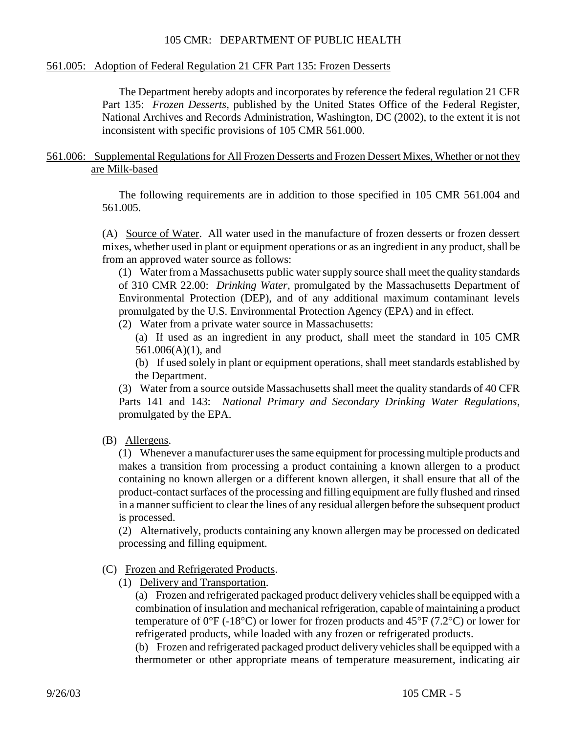561.005: Adoption of Federal Regulation 21 CFR Part 135: Frozen Desserts

The Department hereby adopts and incorporates by reference the federal regulation 21 CFR Part 135: *Frozen Desserts*, published by the United States Office of the Federal Register, National Archives and Records Administration, Washington, DC (2002), to the extent it is not inconsistent with specific provisions of 105 CMR 561.000.

561.006: Supplemental Regulations for All Frozen Desserts and Frozen Dessert Mixes, Whether or not they are Milk-based

The following requirements are in addition to those specified in 105 CMR 561.004 and 561.005.

(A) Source of Water. All water used in the manufacture of frozen desserts or frozen dessert mixes, whether used in plant or equipment operations or as an ingredient in any product, shall be from an approved water source as follows:

(1) Water from a Massachusetts public water supply source shall meet the quality standards of 310 CMR 22.00: *Drinking Water*, promulgated by the Massachusetts Department of Environmental Protection (DEP), and of any additional maximum contaminant levels promulgated by the U.S. Environmental Protection Agency (EPA) and in effect.

(2) Water from a private water source in Massachusetts:

(a) If used as an ingredient in any product, shall meet the standard in 105 CMR 561.006(A)(1), and

(b) If used solely in plant or equipment operations, shall meet standards established by the Department.

(3) Water from a source outside Massachusetts shall meet the quality standards of 40 CFR Parts 141 and 143: *National Primary and Secondary Drinking Water Regulations*, promulgated by the EPA.

(B) Allergens.

(1) Whenever a manufacturer uses the same equipment for processing multiple products and makes a transition from processing a product containing a known allergen to a product containing no known allergen or a different known allergen, it shall ensure that all of the product-contact surfaces of the processing and filling equipment are fully flushed and rinsed in a manner sufficient to clear the lines of any residual allergen before the subsequent product is processed.

(2) Alternatively, products containing any known allergen may be processed on dedicated processing and filling equipment.

(C) Frozen and Refrigerated Products.

(1) Delivery and Transportation.

(a) Frozen and refrigerated packaged product delivery vehicles shall be equipped with a combination of insulation and mechanical refrigeration, capable of maintaining a product temperature of 0°F (-18°C) or lower for frozen products and 45°F (7.2°C) or lower for refrigerated products, while loaded with any frozen or refrigerated products.

(b) Frozen and refrigerated packaged product delivery vehicles shall be equipped with a thermometer or other appropriate means of temperature measurement, indicating air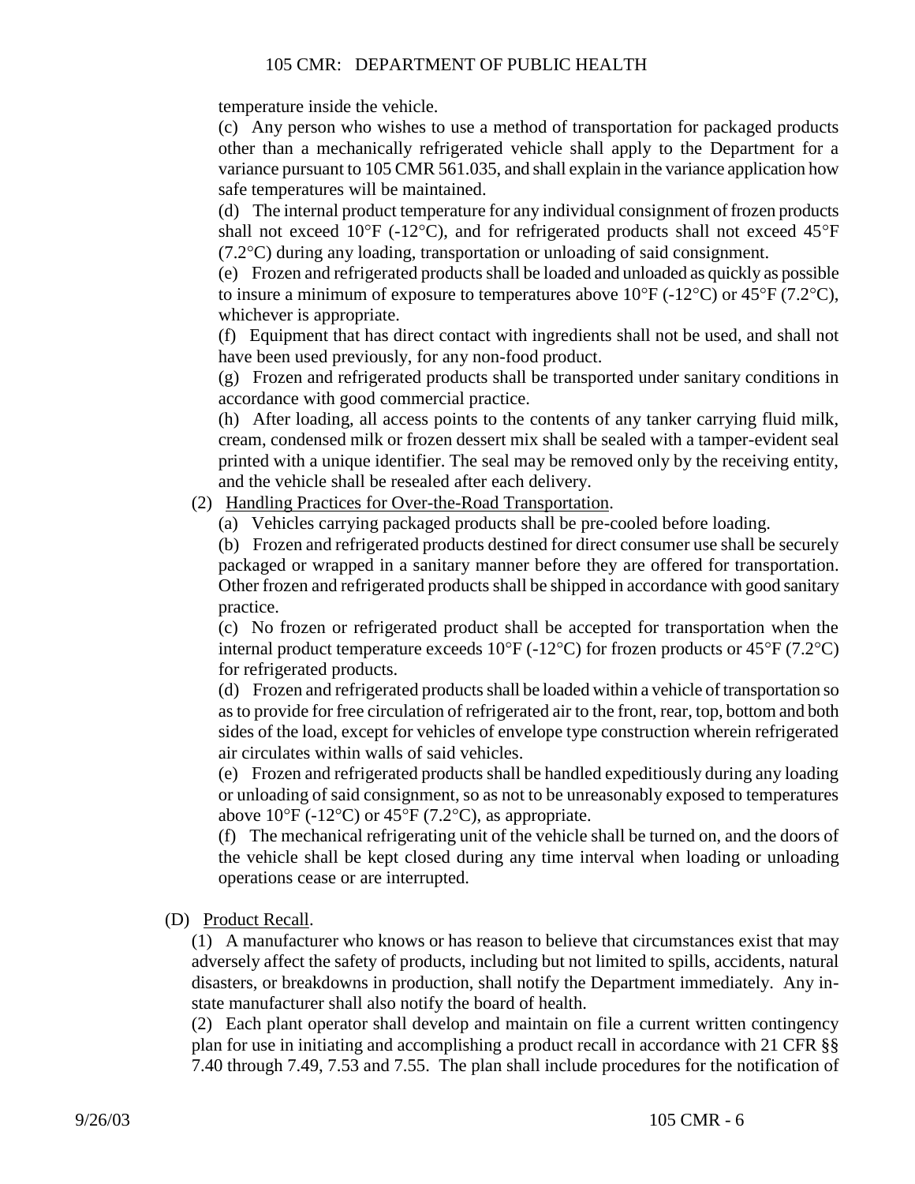temperature inside the vehicle.

(c) Any person who wishes to use a method of transportation for packaged products other than a mechanically refrigerated vehicle shall apply to the Department for a variance pursuant to 105 CMR 561.035, and shall explain in the variance application how safe temperatures will be maintained.

(d) The internal product temperature for any individual consignment of frozen products shall not exceed 10°F (-12°C), and for refrigerated products shall not exceed 45°F (7.2°C) during any loading, transportation or unloading of said consignment.

(e) Frozen and refrigerated products shall be loaded and unloaded as quickly as possible to insure a minimum of exposure to temperatures above 10°F (-12°C) or 45°F (7.2°C), whichever is appropriate.

(f) Equipment that has direct contact with ingredients shall not be used, and shall not have been used previously, for any non-food product.

(g) Frozen and refrigerated products shall be transported under sanitary conditions in accordance with good commercial practice.

(h) After loading, all access points to the contents of any tanker carrying fluid milk, cream, condensed milk or frozen dessert mix shall be sealed with a tamper-evident seal printed with a unique identifier. The seal may be removed only by the receiving entity, and the vehicle shall be resealed after each delivery.

(2) Handling Practices for Over-the-Road Transportation.

(a) Vehicles carrying packaged products shall be pre-cooled before loading.

(b) Frozen and refrigerated products destined for direct consumer use shall be securely packaged or wrapped in a sanitary manner before they are offered for transportation. Other frozen and refrigerated products shall be shipped in accordance with good sanitary practice.

(c) No frozen or refrigerated product shall be accepted for transportation when the internal product temperature exceeds 10°F (-12°C) for frozen products or 45°F (7.2°C) for refrigerated products.

(d) Frozen and refrigerated products shall be loaded within a vehicle of transportation so as to provide for free circulation of refrigerated air to the front, rear, top, bottom and both sides of the load, except for vehicles of envelope type construction wherein refrigerated air circulates within walls of said vehicles.

(e) Frozen and refrigerated products shall be handled expeditiously during any loading or unloading of said consignment, so as not to be unreasonably exposed to temperatures above 10°F (-12°C) or 45°F (7.2°C), as appropriate.

(f) The mechanical refrigerating unit of the vehicle shall be turned on, and the doors of the vehicle shall be kept closed during any time interval when loading or unloading operations cease or are interrupted.

(D) Product Recall.

(1) A manufacturer who knows or has reason to believe that circumstances exist that may adversely affect the safety of products, including but not limited to spills, accidents, natural disasters, or breakdowns in production, shall notify the Department immediately. Any in-state manufacturer shall also notify the board of health.

(2) Each plant operator shall develop and maintain on file a current written contingency plan for use in initiating and accomplishing a product recall in accordance with 21 CFR §§ 7.40 through 7.49, 7.53 and 7.55. The plan shall include procedures for the notification of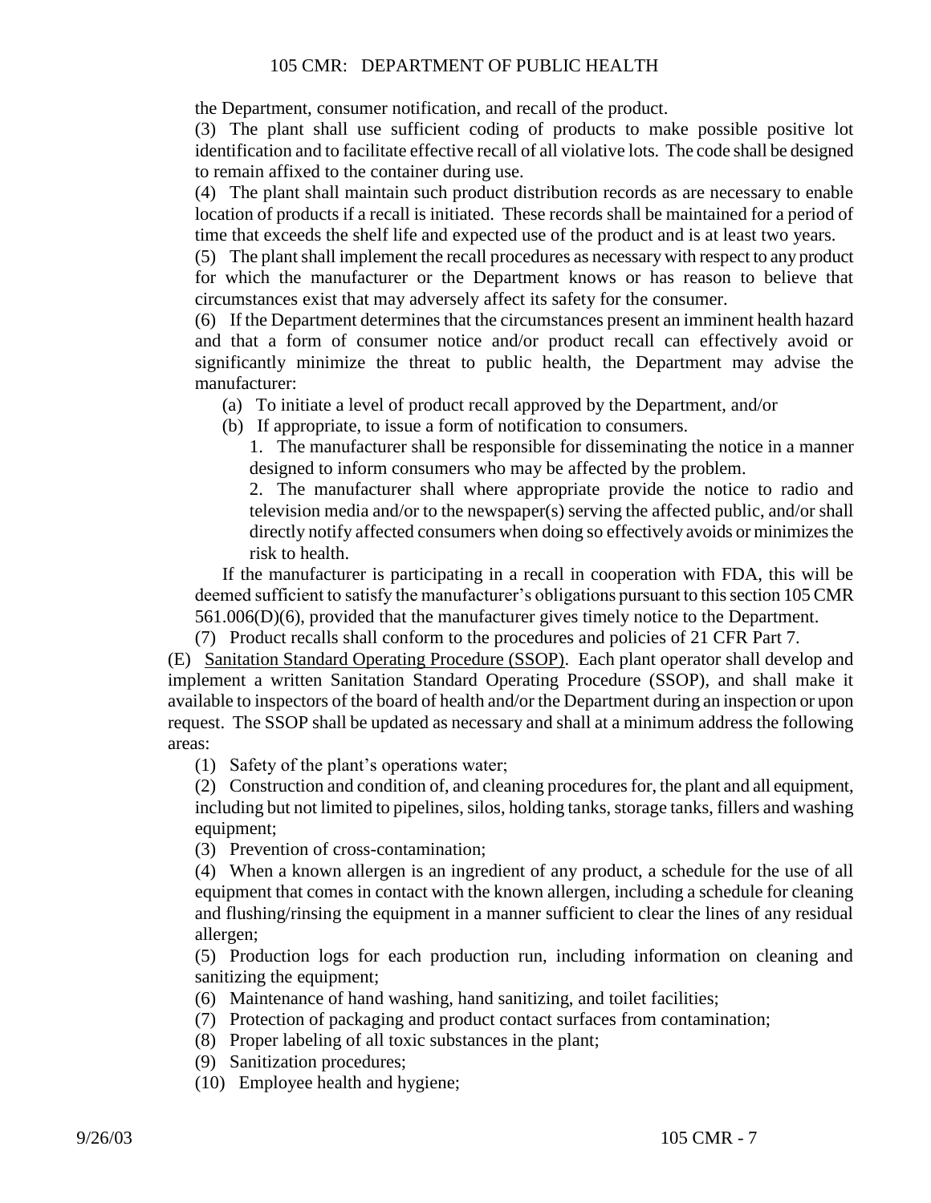the Department, consumer notification, and recall of the product.

(3) The plant shall use sufficient coding of products to make possible positive lot identification and to facilitate effective recall of all violative lots. The code shall be designed to remain affixed to the container during use.

(4) The plant shall maintain such product distribution records as are necessary to enable location of products if a recall is initiated. These records shall be maintained for a period of time that exceeds the shelf life and expected use of the product and is at least two years.

(5) The plant shall implement the recall procedures as necessary with respect to any product for which the manufacturer or the Department knows or has reason to believe that circumstances exist that may adversely affect its safety for the consumer.

(6) If the Department determines that the circumstances present an imminent health hazard and that a form of consumer notice and/or product recall can effectively avoid or significantly minimize the threat to public health, the Department may advise the manufacturer:

- (a) To initiate a level of product recall approved by the Department, and/or
- (b) If appropriate, to issue a form of notification to consumers.
  1. The manufacturer shall be responsible for disseminating the notice in a manner designed to inform consumers who may be affected by the problem.
  2. The manufacturer shall where appropriate provide the notice to radio and television media and/or to the newspaper(s) serving the affected public, and/or shall directly notify affected consumers when doing so effectively avoids or minimizes the risk to health.

If the manufacturer is participating in a recall in cooperation with FDA, this will be deemed sufficient to satisfy the manufacturer's obligations pursuant to this section 105 CMR 561.006(D)(6), provided that the manufacturer gives timely notice to the Department.

(7) Product recalls shall conform to the procedures and policies of 21 CFR Part 7.

(E) Sanitation Standard Operating Procedure (SSOP). Each plant operator shall develop and implement a written Sanitation Standard Operating Procedure (SSOP), and shall make it available to inspectors of the board of health and/or the Department during an inspection or upon request. The SSOP shall be updated as necessary and shall at a minimum address the following areas:

(1) Safety of the plant's operations water;

(2) Construction and condition of, and cleaning procedures for, the plant and all equipment, including but not limited to pipelines, silos, holding tanks, storage tanks, fillers and washing equipment;

(3) Prevention of cross-contamination;

(4) When a known allergen is an ingredient of any product, a schedule for the use of all equipment that comes in contact with the known allergen, including a schedule for cleaning and flushing/rinsing the equipment in a manner sufficient to clear the lines of any residual allergen;

(5) Production logs for each production run, including information on cleaning and sanitizing the equipment;

(6) Maintenance of hand washing, hand sanitizing, and toilet facilities;

(7) Protection of packaging and product contact surfaces from contamination;

(8) Proper labeling of all toxic substances in the plant;

(9) Sanitization procedures;

(10) Employee health and hygiene;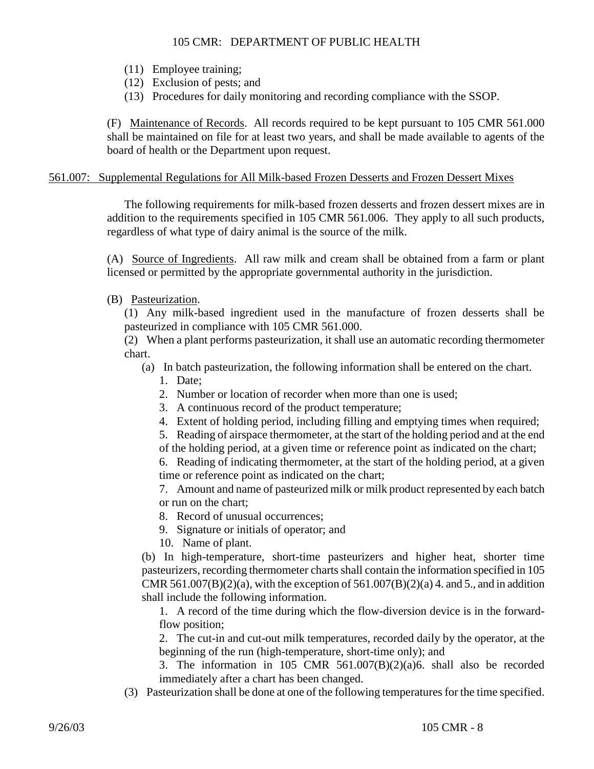(11) Employee training;

(12) Exclusion of pests; and

(13) Procedures for daily monitoring and recording compliance with the SSOP.

(F) Maintenance of Records. All records required to be kept pursuant to 105 CMR 561.000 shall be maintained on file for at least two years, and shall be made available to agents of the board of health or the Department upon request.

## 561.007: Supplemental Regulations for All Milk-based Frozen Desserts and Frozen Dessert Mixes

The following requirements for milk-based frozen desserts and frozen dessert mixes are in addition to the requirements specified in 105 CMR 561.006. They apply to all such products, regardless of what type of dairy animal is the source of the milk.

(A) Source of Ingredients. All raw milk and cream shall be obtained from a farm or plant licensed or permitted by the appropriate governmental authority in the jurisdiction.

(B) Pasteurization.

(1) Any milk-based ingredient used in the manufacture of frozen desserts shall be pasteurized in compliance with 105 CMR 561.000.

(2) When a plant performs pasteurization, it shall use an automatic recording thermometer chart.

(a) In batch pasteurization, the following information shall be entered on the chart.

1. Date;
2. Number or location of recorder when more than one is used;
3. A continuous record of the product temperature;
4. Extent of holding period, including filling and emptying times when required;
5. Reading of airspace thermometer, at the start of the holding period and at the end of the holding period, at a given time or reference point as indicated on the chart;
6. Reading of indicating thermometer, at the start of the holding period, at a given time or reference point as indicated on the chart;
7. Amount and name of pasteurized milk or milk product represented by each batch or run on the chart;
8. Record of unusual occurrences;
9. Signature or initials of operator; and
10. Name of plant.

(b) In high-temperature, short-time pasteurizers and higher heat, shorter time pasteurizers, recording thermometer charts shall contain the information specified in 105 CMR 561.007(B)(2)(a), with the exception of 561.007(B)(2)(a) 4. and 5., and in addition shall include the following information.

1. A record of the time during which the flow-diversion device is in the forward-flow position;
2. The cut-in and cut-out milk temperatures, recorded daily by the operator, at the beginning of the run (high-temperature, short-time only); and
3. The information in 105 CMR 561.007(B)(2)(a)6. shall also be recorded immediately after a chart has been changed.

(3) Pasteurization shall be done at one of the following temperatures for the time specified.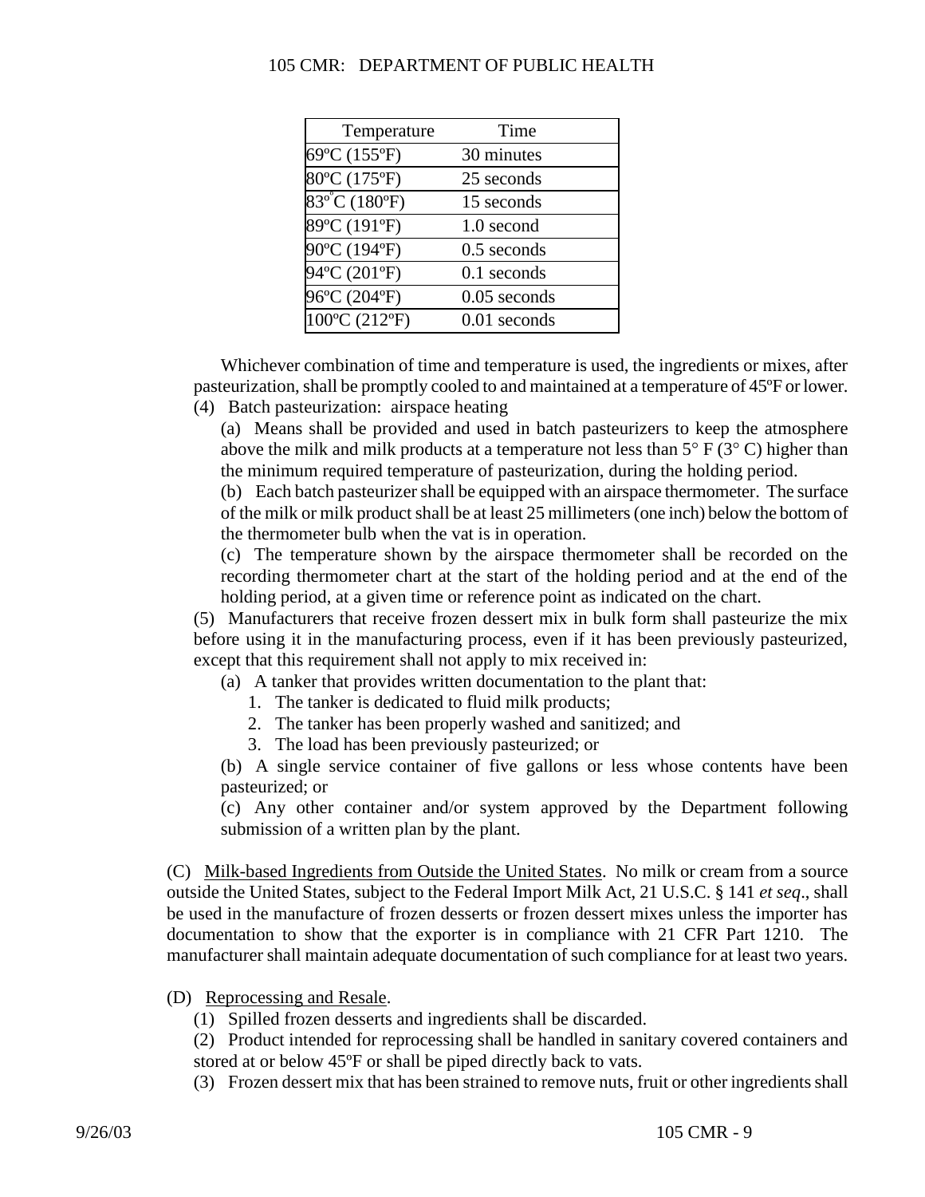| Temperature | Time |
|---|---|
| 69ºC (155ºF) | 30 minutes |
| 80ºC (175ºF) | 25 seconds |
| 83ºC (180ºF) | 15 seconds |
| 89ºC (191ºF) | 1.0 second |
| 90ºC (194ºF) | 0.5 seconds |
| 94ºC (201ºF) | 0.1 seconds |
| 96ºC (204ºF) | 0.05 seconds |
| 100ºC (212ºF) | 0.01 seconds |

Whichever combination of time and temperature is used, the ingredients or mixes, after pasteurization, shall be promptly cooled to and maintained at a temperature of 45ºF or lower.

(4) Batch pasteurization: airspace heating

(a) Means shall be provided and used in batch pasteurizers to keep the atmosphere above the milk and milk products at a temperature not less than 5° F (3° C) higher than the minimum required temperature of pasteurization, during the holding period.

(b) Each batch pasteurizer shall be equipped with an airspace thermometer. The surface of the milk or milk product shall be at least 25 millimeters (one inch) below the bottom of the thermometer bulb when the vat is in operation.

(c) The temperature shown by the airspace thermometer shall be recorded on the recording thermometer chart at the start of the holding period and at the end of the holding period, at a given time or reference point as indicated on the chart.

(5) Manufacturers that receive frozen dessert mix in bulk form shall pasteurize the mix before using it in the manufacturing process, even if it has been previously pasteurized, except that this requirement shall not apply to mix received in:

(a) A tanker that provides written documentation to the plant that:

1. The tanker is dedicated to fluid milk products;
2. The tanker has been properly washed and sanitized; and
3. The load has been previously pasteurized; or

(b) A single service container of five gallons or less whose contents have been pasteurized; or

(c) Any other container and/or system approved by the Department following submission of a written plan by the plant.

(C) Milk-based Ingredients from Outside the United States. No milk or cream from a source outside the United States, subject to the Federal Import Milk Act, 21 U.S.C. § 141 *et seq*., shall be used in the manufacture of frozen desserts or frozen dessert mixes unless the importer has documentation to show that the exporter is in compliance with 21 CFR Part 1210. The manufacturer shall maintain adequate documentation of such compliance for at least two years.

(D) Reprocessing and Resale.

(1) Spilled frozen desserts and ingredients shall be discarded.

(2) Product intended for reprocessing shall be handled in sanitary covered containers and stored at or below 45ºF or shall be piped directly back to vats.

(3) Frozen dessert mix that has been strained to remove nuts, fruit or other ingredients shall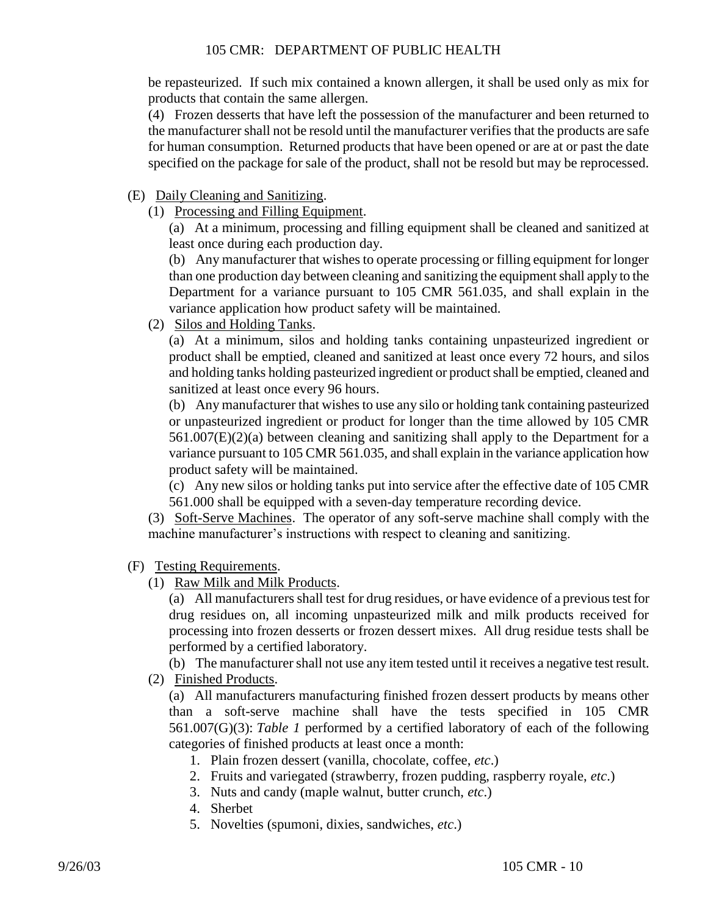be repasteurized. If such mix contained a known allergen, it shall be used only as mix for products that contain the same allergen.

(4) Frozen desserts that have left the possession of the manufacturer and been returned to the manufacturer shall not be resold until the manufacturer verifies that the products are safe for human consumption. Returned products that have been opened or are at or past the date specified on the package for sale of the product, shall not be resold but may be reprocessed.

(E) Daily Cleaning and Sanitizing.

(1) Processing and Filling Equipment.

(a) At a minimum, processing and filling equipment shall be cleaned and sanitized at least once during each production day.

(b) Any manufacturer that wishes to operate processing or filling equipment for longer than one production day between cleaning and sanitizing the equipment shall apply to the Department for a variance pursuant to 105 CMR 561.035, and shall explain in the variance application how product safety will be maintained.

(2) Silos and Holding Tanks.

(a) At a minimum, silos and holding tanks containing unpasteurized ingredient or product shall be emptied, cleaned and sanitized at least once every 72 hours, and silos and holding tanks holding pasteurized ingredient or product shall be emptied, cleaned and sanitized at least once every 96 hours.

(b) Any manufacturer that wishes to use any silo or holding tank containing pasteurized or unpasteurized ingredient or product for longer than the time allowed by 105 CMR 561.007(E)(2)(a) between cleaning and sanitizing shall apply to the Department for a variance pursuant to 105 CMR 561.035, and shall explain in the variance application how product safety will be maintained.

(c) Any new silos or holding tanks put into service after the effective date of 105 CMR 561.000 shall be equipped with a seven-day temperature recording device.

(3) Soft-Serve Machines. The operator of any soft-serve machine shall comply with the machine manufacturer's instructions with respect to cleaning and sanitizing.

(F) Testing Requirements.

(1) Raw Milk and Milk Products.

(a) All manufacturers shall test for drug residues, or have evidence of a previous test for drug residues on, all incoming unpasteurized milk and milk products received for processing into frozen desserts or frozen dessert mixes. All drug residue tests shall be performed by a certified laboratory.

(b) The manufacturer shall not use any item tested until it receives a negative test result.

(2) Finished Products.

(a) All manufacturers manufacturing finished frozen dessert products by means other than a soft-serve machine shall have the tests specified in 105 CMR 561.007(G)(3): *Table 1* performed by a certified laboratory of each of the following categories of finished products at least once a month:

1. Plain frozen dessert (vanilla, chocolate, coffee, *etc*.)
2. Fruits and variegated (strawberry, frozen pudding, raspberry royale, *etc*.)
3. Nuts and candy (maple walnut, butter crunch, *etc*.)
4. Sherbet
5. Novelties (spumoni, dixies, sandwiches, *etc*.)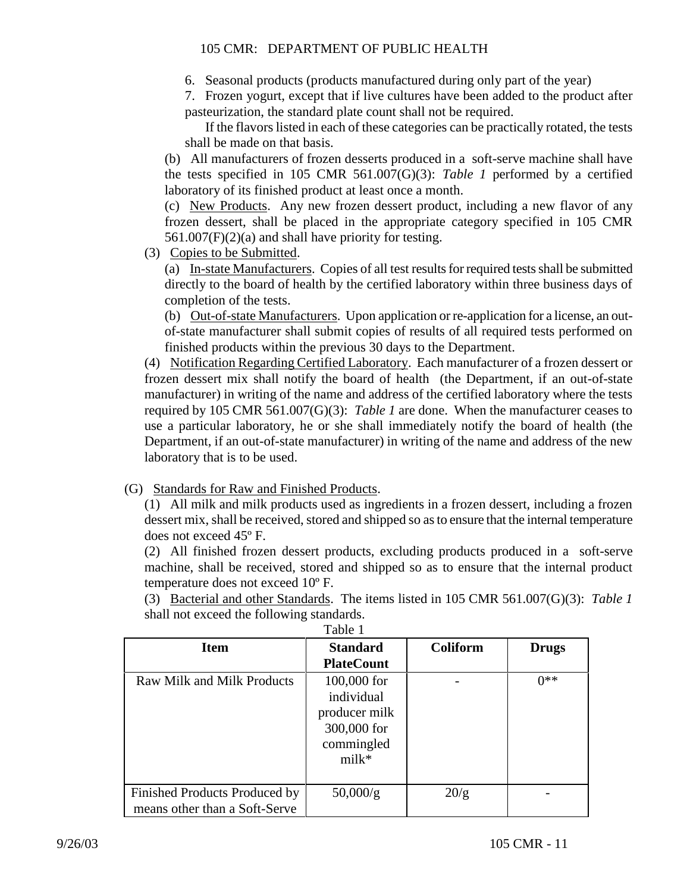6. Seasonal products (products manufactured during only part of the year)

7. Frozen yogurt, except that if live cultures have been added to the product after pasteurization, the standard plate count shall not be required.

If the flavors listed in each of these categories can be practically rotated, the tests shall be made on that basis.

(b) All manufacturers of frozen desserts produced in a soft-serve machine shall have the tests specified in 105 CMR 561.007(G)(3): *Table 1* performed by a certified laboratory of its finished product at least once a month.

(c) New Products. Any new frozen dessert product, including a new flavor of any frozen dessert, shall be placed in the appropriate category specified in 105 CMR 561.007(F)(2)(a) and shall have priority for testing.

(3) Copies to be Submitted.

(a) In-state Manufacturers. Copies of all test results for required tests shall be submitted directly to the board of health by the certified laboratory within three business days of completion of the tests.

(b) Out-of-state Manufacturers. Upon application or re-application for a license, an out-of-state manufacturer shall submit copies of results of all required tests performed on finished products within the previous 30 days to the Department.

(4) Notification Regarding Certified Laboratory. Each manufacturer of a frozen dessert or frozen dessert mix shall notify the board of health (the Department, if an out-of-state manufacturer) in writing of the name and address of the certified laboratory where the tests required by 105 CMR 561.007(G)(3): *Table 1* are done. When the manufacturer ceases to use a particular laboratory, he or she shall immediately notify the board of health (the Department, if an out-of-state manufacturer) in writing of the name and address of the new laboratory that is to be used.

(G) Standards for Raw and Finished Products.

(1) All milk and milk products used as ingredients in a frozen dessert, including a frozen dessert mix, shall be received, stored and shipped so as to ensure that the internal temperature does not exceed 45º F.

(2) All finished frozen dessert products, excluding products produced in a soft-serve machine, shall be received, stored and shipped so as to ensure that the internal product temperature does not exceed 10º F.

(3) Bacterial and other Standards. The items listed in 105 CMR 561.007(G)(3): *Table 1* shall not exceed the following standards.

Table 1

| Item | Standard PlateCount | Coliform | Drugs |
|---|---|---|---|
| Raw Milk and Milk Products | 100,000 for individual producer milk 300,000 for commingled milk* | - | 0** |
| Finished Products Produced by means other than a Soft-Serve | 50,000/g | 20/g | - |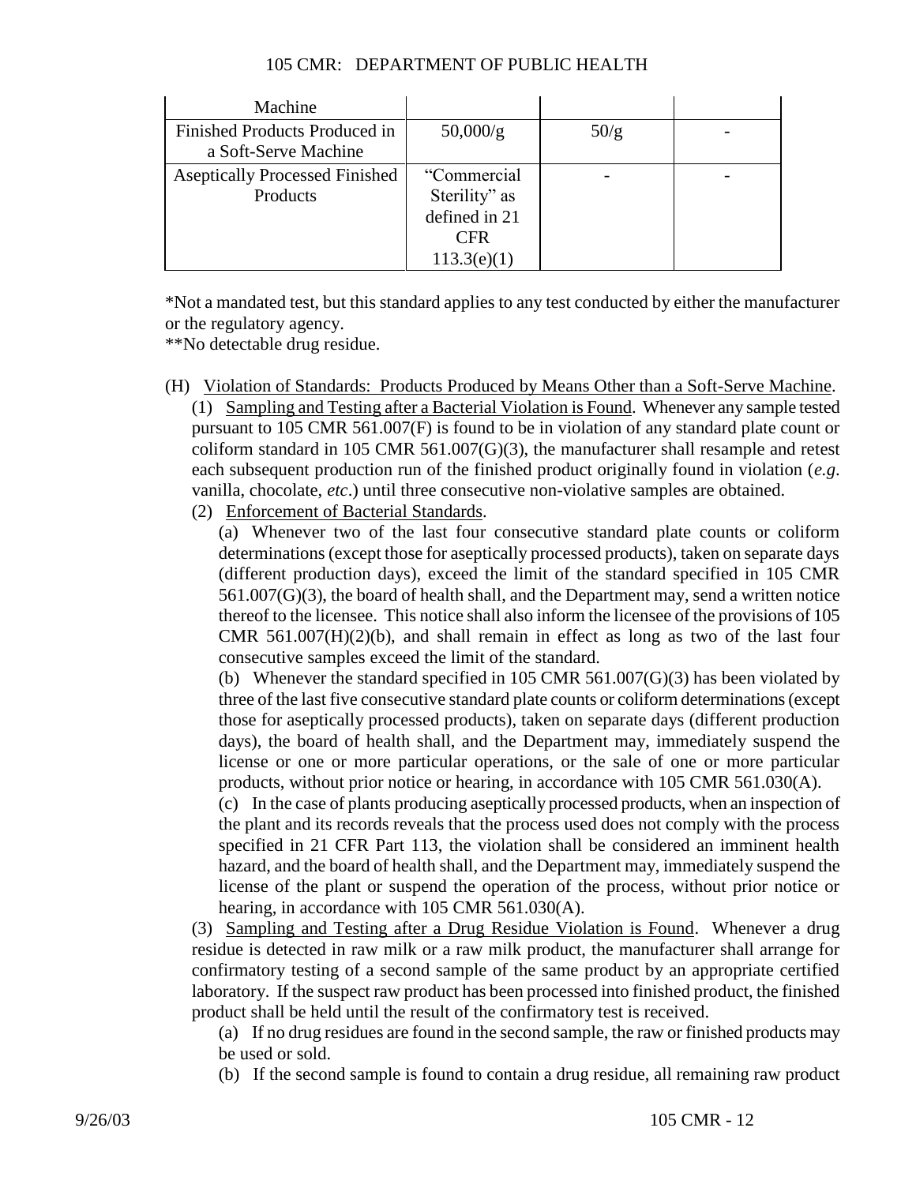| Machine | | | |
|---|---|---|---|
| Finished Products Produced in a Soft-Serve Machine | 50,000/g | 50/g | - |
| Aseptically Processed Finished Products | "Commercial Sterility" as defined in 21 CFR 113.3(e)(1) | - | - |

*Not a mandated test, but this standard applies to any test conducted by either the manufacturer or the regulatory agency.
**No detectable drug residue.

(H) Violation of Standards: Products Produced by Means Other than a Soft-Serve Machine.

(1) Sampling and Testing after a Bacterial Violation is Found. Whenever any sample tested pursuant to 105 CMR 561.007(F) is found to be in violation of any standard plate count or coliform standard in 105 CMR 561.007(G)(3), the manufacturer shall resample and retest each subsequent production run of the finished product originally found in violation (*e.g*. vanilla, chocolate, *etc*.) until three consecutive non-violative samples are obtained.

(2) Enforcement of Bacterial Standards.

(a) Whenever two of the last four consecutive standard plate counts or coliform determinations (except those for aseptically processed products), taken on separate days (different production days), exceed the limit of the standard specified in 105 CMR 561.007(G)(3), the board of health shall, and the Department may, send a written notice thereof to the licensee. This notice shall also inform the licensee of the provisions of 105 CMR 561.007(H)(2)(b), and shall remain in effect as long as two of the last four consecutive samples exceed the limit of the standard.

(b) Whenever the standard specified in 105 CMR 561.007(G)(3) has been violated by three of the last five consecutive standard plate counts or coliform determinations (except those for aseptically processed products), taken on separate days (different production days), the board of health shall, and the Department may, immediately suspend the license or one or more particular operations, or the sale of one or more particular products, without prior notice or hearing, in accordance with 105 CMR 561.030(A).

(c) In the case of plants producing aseptically processed products, when an inspection of the plant and its records reveals that the process used does not comply with the process specified in 21 CFR Part 113, the violation shall be considered an imminent health hazard, and the board of health shall, and the Department may, immediately suspend the license of the plant or suspend the operation of the process, without prior notice or hearing, in accordance with 105 CMR 561.030(A).

(3) Sampling and Testing after a Drug Residue Violation is Found. Whenever a drug residue is detected in raw milk or a raw milk product, the manufacturer shall arrange for confirmatory testing of a second sample of the same product by an appropriate certified laboratory. If the suspect raw product has been processed into finished product, the finished product shall be held until the result of the confirmatory test is received.

(a) If no drug residues are found in the second sample, the raw or finished products may be used or sold.

(b) If the second sample is found to contain a drug residue, all remaining raw product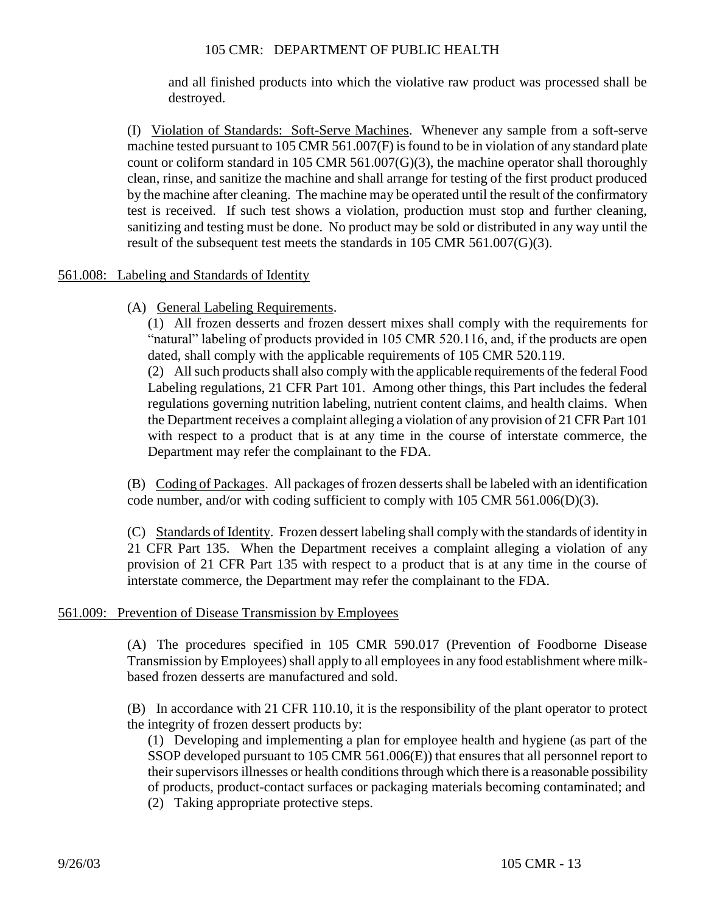and all finished products into which the violative raw product was processed shall be destroyed.

(I) Violation of Standards: Soft-Serve Machines. Whenever any sample from a soft-serve machine tested pursuant to 105 CMR 561.007(F) is found to be in violation of any standard plate count or coliform standard in 105 CMR 561.007(G)(3), the machine operator shall thoroughly clean, rinse, and sanitize the machine and shall arrange for testing of the first product produced by the machine after cleaning. The machine may be operated until the result of the confirmatory test is received. If such test shows a violation, production must stop and further cleaning, sanitizing and testing must be done. No product may be sold or distributed in any way until the result of the subsequent test meets the standards in 105 CMR 561.007(G)(3).

## 561.008: Labeling and Standards of Identity

(A) General Labeling Requirements.

(1) All frozen desserts and frozen dessert mixes shall comply with the requirements for "natural" labeling of products provided in 105 CMR 520.116, and, if the products are open dated, shall comply with the applicable requirements of 105 CMR 520.119.

(2) All such products shall also comply with the applicable requirements of the federal Food Labeling regulations, 21 CFR Part 101. Among other things, this Part includes the federal regulations governing nutrition labeling, nutrient content claims, and health claims. When the Department receives a complaint alleging a violation of any provision of 21 CFR Part 101 with respect to a product that is at any time in the course of interstate commerce, the Department may refer the complainant to the FDA.

(B) Coding of Packages. All packages of frozen desserts shall be labeled with an identification code number, and/or with coding sufficient to comply with 105 CMR 561.006(D)(3).

(C) Standards of Identity. Frozen dessert labeling shall comply with the standards of identity in 21 CFR Part 135. When the Department receives a complaint alleging a violation of any provision of 21 CFR Part 135 with respect to a product that is at any time in the course of interstate commerce, the Department may refer the complainant to the FDA.

## 561.009: Prevention of Disease Transmission by Employees

(A) The procedures specified in 105 CMR 590.017 (Prevention of Foodborne Disease Transmission by Employees) shall apply to all employees in any food establishment where milk-based frozen desserts are manufactured and sold.

(B) In accordance with 21 CFR 110.10, it is the responsibility of the plant operator to protect the integrity of frozen dessert products by:

(1) Developing and implementing a plan for employee health and hygiene (as part of the SSOP developed pursuant to 105 CMR 561.006(E)) that ensures that all personnel report to their supervisors illnesses or health conditions through which there is a reasonable possibility of products, product-contact surfaces or packaging materials becoming contaminated; and

(2) Taking appropriate protective steps.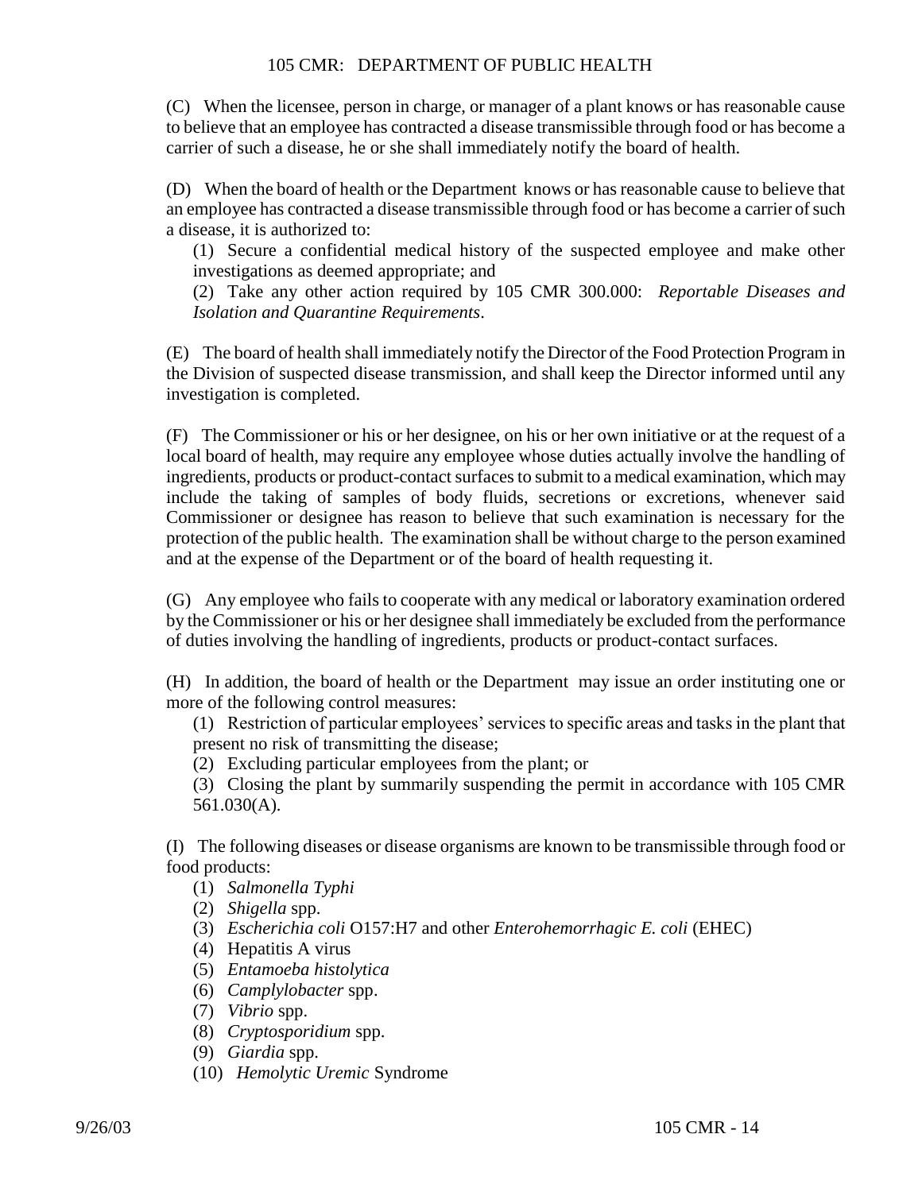(C) When the licensee, person in charge, or manager of a plant knows or has reasonable cause to believe that an employee has contracted a disease transmissible through food or has become a carrier of such a disease, he or she shall immediately notify the board of health.

(D) When the board of health or the Department knows or has reasonable cause to believe that an employee has contracted a disease transmissible through food or has become a carrier of such a disease, it is authorized to:

(1) Secure a confidential medical history of the suspected employee and make other investigations as deemed appropriate; and

(2) Take any other action required by 105 CMR 300.000: *Reportable Diseases and Isolation and Quarantine Requirements*.

(E) The board of health shall immediately notify the Director of the Food Protection Program in the Division of suspected disease transmission, and shall keep the Director informed until any investigation is completed.

(F) The Commissioner or his or her designee, on his or her own initiative or at the request of a local board of health, may require any employee whose duties actually involve the handling of ingredients, products or product-contact surfaces to submit to a medical examination, which may include the taking of samples of body fluids, secretions or excretions, whenever said Commissioner or designee has reason to believe that such examination is necessary for the protection of the public health. The examination shall be without charge to the person examined and at the expense of the Department or of the board of health requesting it.

(G) Any employee who fails to cooperate with any medical or laboratory examination ordered by the Commissioner or his or her designee shall immediately be excluded from the performance of duties involving the handling of ingredients, products or product-contact surfaces.

(H) In addition, the board of health or the Department may issue an order instituting one or more of the following control measures:

(1) Restriction of particular employees' services to specific areas and tasks in the plant that present no risk of transmitting the disease;

(2) Excluding particular employees from the plant; or

(3) Closing the plant by summarily suspending the permit in accordance with 105 CMR 561.030(A).

(I) The following diseases or disease organisms are known to be transmissible through food or food products:

(1) *Salmonella Typhi*
(2) *Shigella* spp.
(3) *Escherichia coli* O157:H7 and other *Enterohemorrhagic E. coli* (EHEC)
(4) Hepatitis A virus
(5) *Entamoeba histolytica*
(6) *Camplylobacter* spp.
(7) *Vibrio* spp.
(8) *Cryptosporidium* spp.
(9) *Giardia* spp.
(10) *Hemolytic Uremic* Syndrome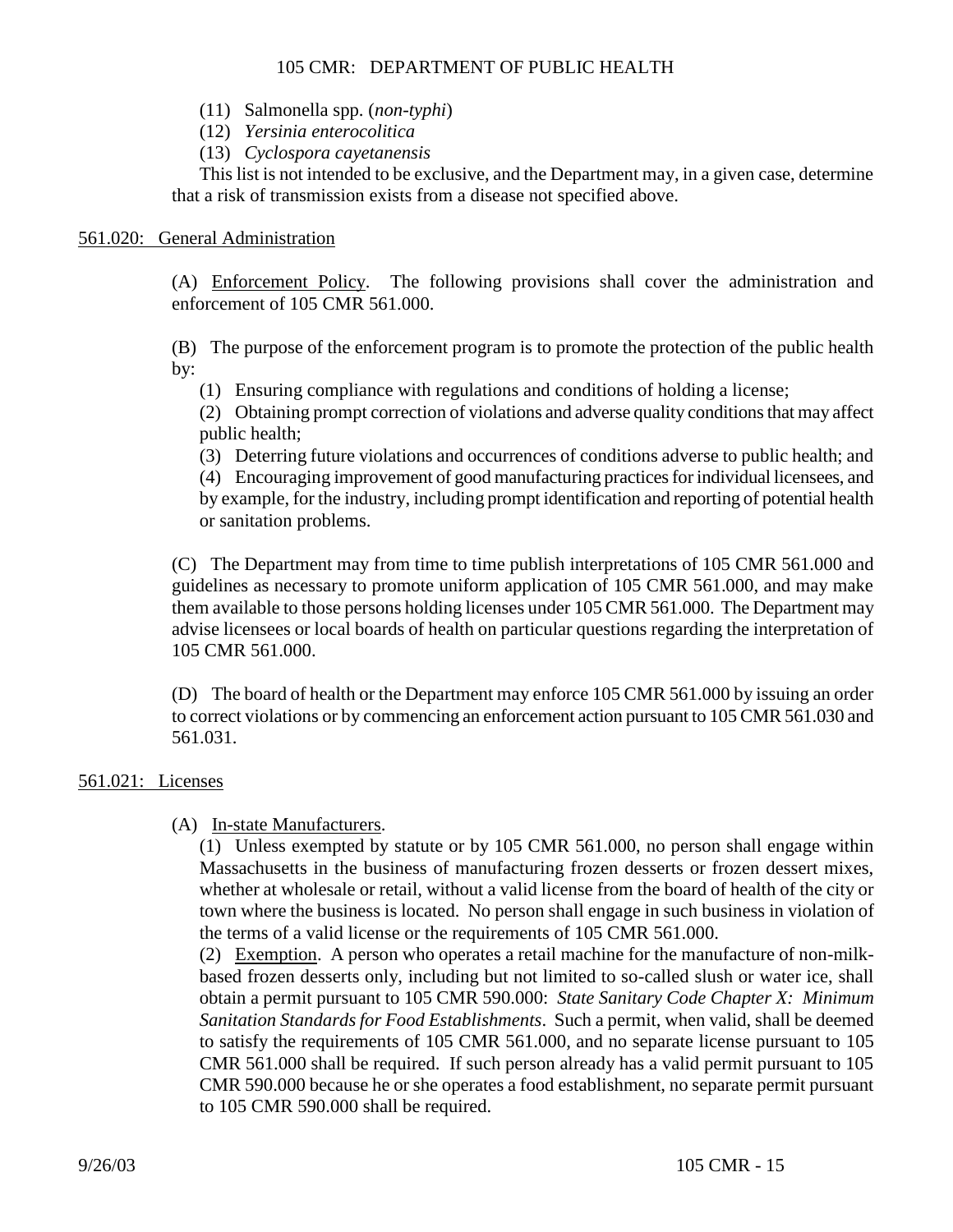(11) Salmonella spp. (*non-typhi*)

(12) *Yersinia enterocolitica*

(13) *Cyclospora cayetanensis*

This list is not intended to be exclusive, and the Department may, in a given case, determine that a risk of transmission exists from a disease not specified above.

## 561.020: General Administration

(A) Enforcement Policy. The following provisions shall cover the administration and enforcement of 105 CMR 561.000.

(B) The purpose of the enforcement program is to promote the protection of the public health by:

(1) Ensuring compliance with regulations and conditions of holding a license;

(2) Obtaining prompt correction of violations and adverse quality conditions that may affect public health;

(3) Deterring future violations and occurrences of conditions adverse to public health; and

(4) Encouraging improvement of good manufacturing practices for individual licensees, and by example, for the industry, including prompt identification and reporting of potential health or sanitation problems.

(C) The Department may from time to time publish interpretations of 105 CMR 561.000 and guidelines as necessary to promote uniform application of 105 CMR 561.000, and may make them available to those persons holding licenses under 105 CMR 561.000. The Department may advise licensees or local boards of health on particular questions regarding the interpretation of 105 CMR 561.000.

(D) The board of health or the Department may enforce 105 CMR 561.000 by issuing an order to correct violations or by commencing an enforcement action pursuant to 105 CMR 561.030 and 561.031.

## 561.021: Licenses

(A) In-state Manufacturers.

(1) Unless exempted by statute or by 105 CMR 561.000, no person shall engage within Massachusetts in the business of manufacturing frozen desserts or frozen dessert mixes, whether at wholesale or retail, without a valid license from the board of health of the city or town where the business is located. No person shall engage in such business in violation of the terms of a valid license or the requirements of 105 CMR 561.000.

(2) Exemption. A person who operates a retail machine for the manufacture of non-milk-based frozen desserts only, including but not limited to so-called slush or water ice, shall obtain a permit pursuant to 105 CMR 590.000: *State Sanitary Code Chapter X: Minimum Sanitation Standards for Food Establishments*. Such a permit, when valid, shall be deemed to satisfy the requirements of 105 CMR 561.000, and no separate license pursuant to 105 CMR 561.000 shall be required. If such person already has a valid permit pursuant to 105 CMR 590.000 because he or she operates a food establishment, no separate permit pursuant to 105 CMR 590.000 shall be required.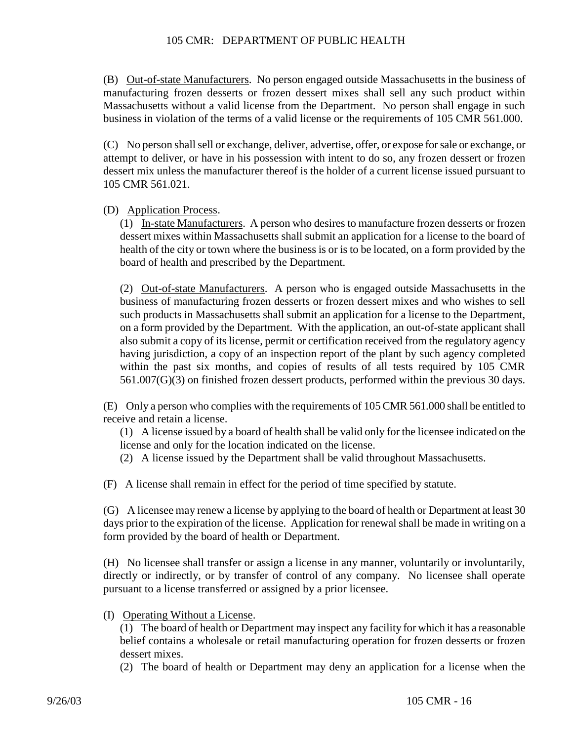(B) Out-of-state Manufacturers. No person engaged outside Massachusetts in the business of manufacturing frozen desserts or frozen dessert mixes shall sell any such product within Massachusetts without a valid license from the Department. No person shall engage in such business in violation of the terms of a valid license or the requirements of 105 CMR 561.000.

(C) No person shall sell or exchange, deliver, advertise, offer, or expose for sale or exchange, or attempt to deliver, or have in his possession with intent to do so, any frozen dessert or frozen dessert mix unless the manufacturer thereof is the holder of a current license issued pursuant to 105 CMR 561.021.

(D) Application Process.

(1) In-state Manufacturers. A person who desires to manufacture frozen desserts or frozen dessert mixes within Massachusetts shall submit an application for a license to the board of health of the city or town where the business is or is to be located, on a form provided by the board of health and prescribed by the Department.

(2) Out-of-state Manufacturers. A person who is engaged outside Massachusetts in the business of manufacturing frozen desserts or frozen dessert mixes and who wishes to sell such products in Massachusetts shall submit an application for a license to the Department, on a form provided by the Department. With the application, an out-of-state applicant shall also submit a copy of its license, permit or certification received from the regulatory agency having jurisdiction, a copy of an inspection report of the plant by such agency completed within the past six months, and copies of results of all tests required by 105 CMR 561.007(G)(3) on finished frozen dessert products, performed within the previous 30 days.

(E) Only a person who complies with the requirements of 105 CMR 561.000 shall be entitled to receive and retain a license.

(1) A license issued by a board of health shall be valid only for the licensee indicated on the license and only for the location indicated on the license.

(2) A license issued by the Department shall be valid throughout Massachusetts.

(F) A license shall remain in effect for the period of time specified by statute.

(G) A licensee may renew a license by applying to the board of health or Department at least 30 days prior to the expiration of the license. Application for renewal shall be made in writing on a form provided by the board of health or Department.

(H) No licensee shall transfer or assign a license in any manner, voluntarily or involuntarily, directly or indirectly, or by transfer of control of any company. No licensee shall operate pursuant to a license transferred or assigned by a prior licensee.

(I) Operating Without a License.

(1) The board of health or Department may inspect any facility for which it has a reasonable belief contains a wholesale or retail manufacturing operation for frozen desserts or frozen dessert mixes.

(2) The board of health or Department may deny an application for a license when the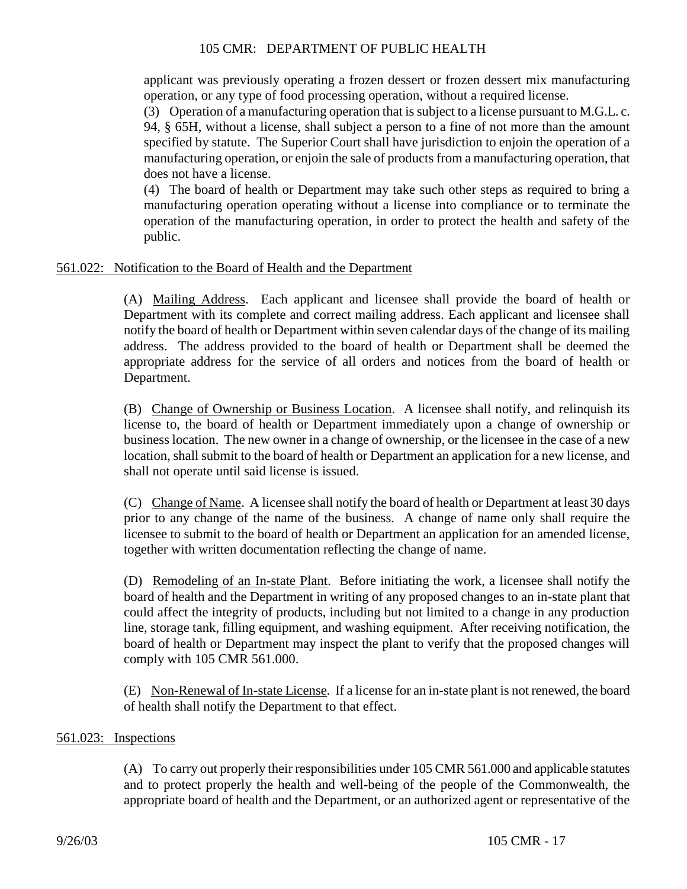applicant was previously operating a frozen dessert or frozen dessert mix manufacturing operation, or any type of food processing operation, without a required license.

(3) Operation of a manufacturing operation that is subject to a license pursuant to M.G.L. c. 94, § 65H, without a license, shall subject a person to a fine of not more than the amount specified by statute. The Superior Court shall have jurisdiction to enjoin the operation of a manufacturing operation, or enjoin the sale of products from a manufacturing operation, that does not have a license.

(4) The board of health or Department may take such other steps as required to bring a manufacturing operation operating without a license into compliance or to terminate the operation of the manufacturing operation, in order to protect the health and safety of the public.

## 561.022: Notification to the Board of Health and the Department

(A) Mailing Address. Each applicant and licensee shall provide the board of health or Department with its complete and correct mailing address. Each applicant and licensee shall notify the board of health or Department within seven calendar days of the change of its mailing address. The address provided to the board of health or Department shall be deemed the appropriate address for the service of all orders and notices from the board of health or Department.

(B) Change of Ownership or Business Location. A licensee shall notify, and relinquish its license to, the board of health or Department immediately upon a change of ownership or business location. The new owner in a change of ownership, or the licensee in the case of a new location, shall submit to the board of health or Department an application for a new license, and shall not operate until said license is issued.

(C) Change of Name. A licensee shall notify the board of health or Department at least 30 days prior to any change of the name of the business. A change of name only shall require the licensee to submit to the board of health or Department an application for an amended license, together with written documentation reflecting the change of name.

(D) Remodeling of an In-state Plant. Before initiating the work, a licensee shall notify the board of health and the Department in writing of any proposed changes to an in-state plant that could affect the integrity of products, including but not limited to a change in any production line, storage tank, filling equipment, and washing equipment. After receiving notification, the board of health or Department may inspect the plant to verify that the proposed changes will comply with 105 CMR 561.000.

(E) Non-Renewal of In-state License. If a license for an in-state plant is not renewed, the board of health shall notify the Department to that effect.

## 561.023: Inspections

(A) To carry out properly their responsibilities under 105 CMR 561.000 and applicable statutes and to protect properly the health and well-being of the people of the Commonwealth, the appropriate board of health and the Department, or an authorized agent or representative of the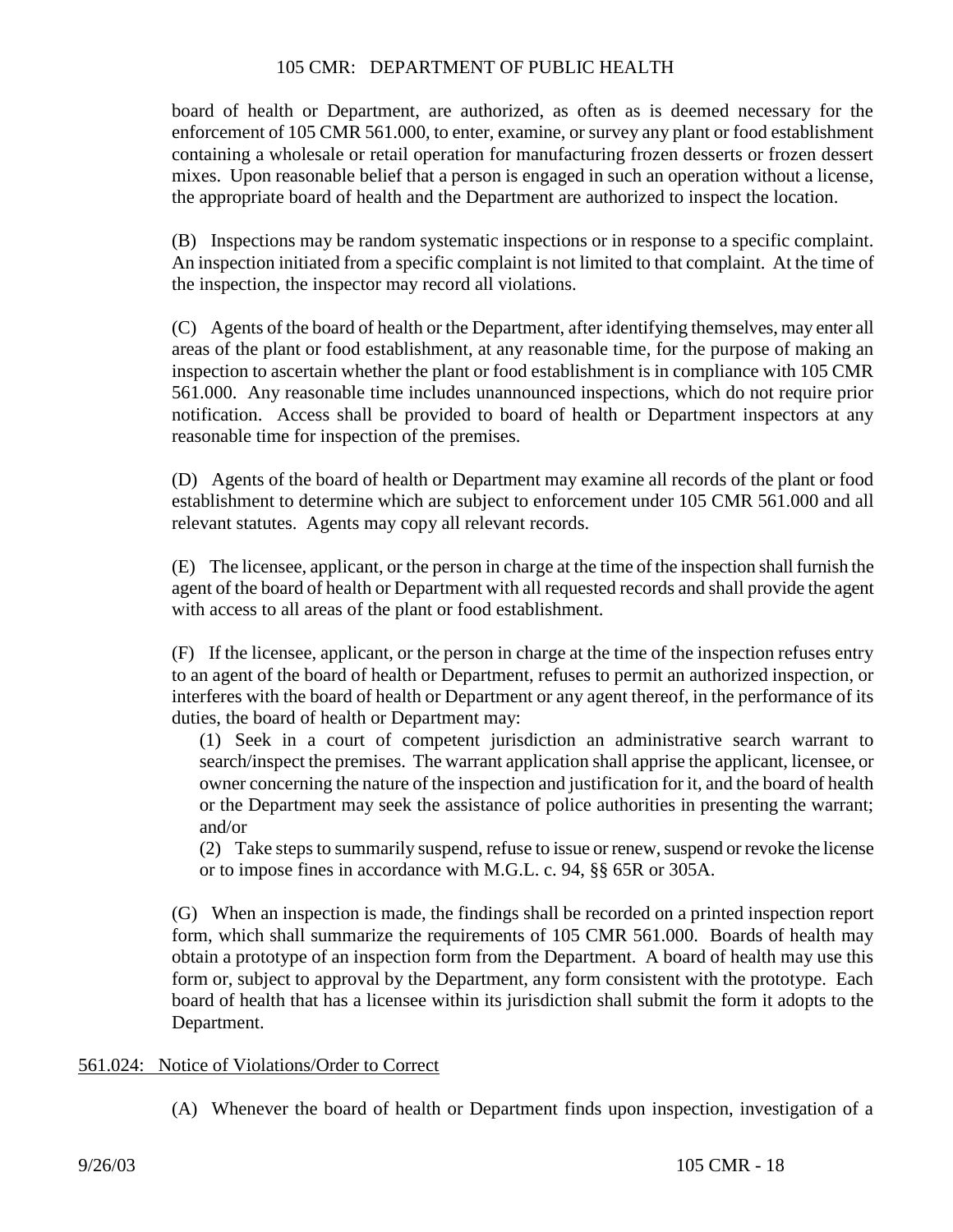board of health or Department, are authorized, as often as is deemed necessary for the enforcement of 105 CMR 561.000, to enter, examine, or survey any plant or food establishment containing a wholesale or retail operation for manufacturing frozen desserts or frozen dessert mixes. Upon reasonable belief that a person is engaged in such an operation without a license, the appropriate board of health and the Department are authorized to inspect the location.

(B) Inspections may be random systematic inspections or in response to a specific complaint. An inspection initiated from a specific complaint is not limited to that complaint. At the time of the inspection, the inspector may record all violations.

(C) Agents of the board of health or the Department, after identifying themselves, may enter all areas of the plant or food establishment, at any reasonable time, for the purpose of making an inspection to ascertain whether the plant or food establishment is in compliance with 105 CMR 561.000. Any reasonable time includes unannounced inspections, which do not require prior notification. Access shall be provided to board of health or Department inspectors at any reasonable time for inspection of the premises.

(D) Agents of the board of health or Department may examine all records of the plant or food establishment to determine which are subject to enforcement under 105 CMR 561.000 and all relevant statutes. Agents may copy all relevant records.

(E) The licensee, applicant, or the person in charge at the time of the inspection shall furnish the agent of the board of health or Department with all requested records and shall provide the agent with access to all areas of the plant or food establishment.

(F) If the licensee, applicant, or the person in charge at the time of the inspection refuses entry to an agent of the board of health or Department, refuses to permit an authorized inspection, or interferes with the board of health or Department or any agent thereof, in the performance of its duties, the board of health or Department may:

(1) Seek in a court of competent jurisdiction an administrative search warrant to search/inspect the premises. The warrant application shall apprise the applicant, licensee, or owner concerning the nature of the inspection and justification for it, and the board of health or the Department may seek the assistance of police authorities in presenting the warrant; and/or

(2) Take steps to summarily suspend, refuse to issue or renew, suspend or revoke the license or to impose fines in accordance with M.G.L. c. 94, §§ 65R or 305A.

(G) When an inspection is made, the findings shall be recorded on a printed inspection report form, which shall summarize the requirements of 105 CMR 561.000. Boards of health may obtain a prototype of an inspection form from the Department. A board of health may use this form or, subject to approval by the Department, any form consistent with the prototype. Each board of health that has a licensee within its jurisdiction shall submit the form it adopts to the Department.

## 561.024: Notice of Violations/Order to Correct

(A) Whenever the board of health or Department finds upon inspection, investigation of a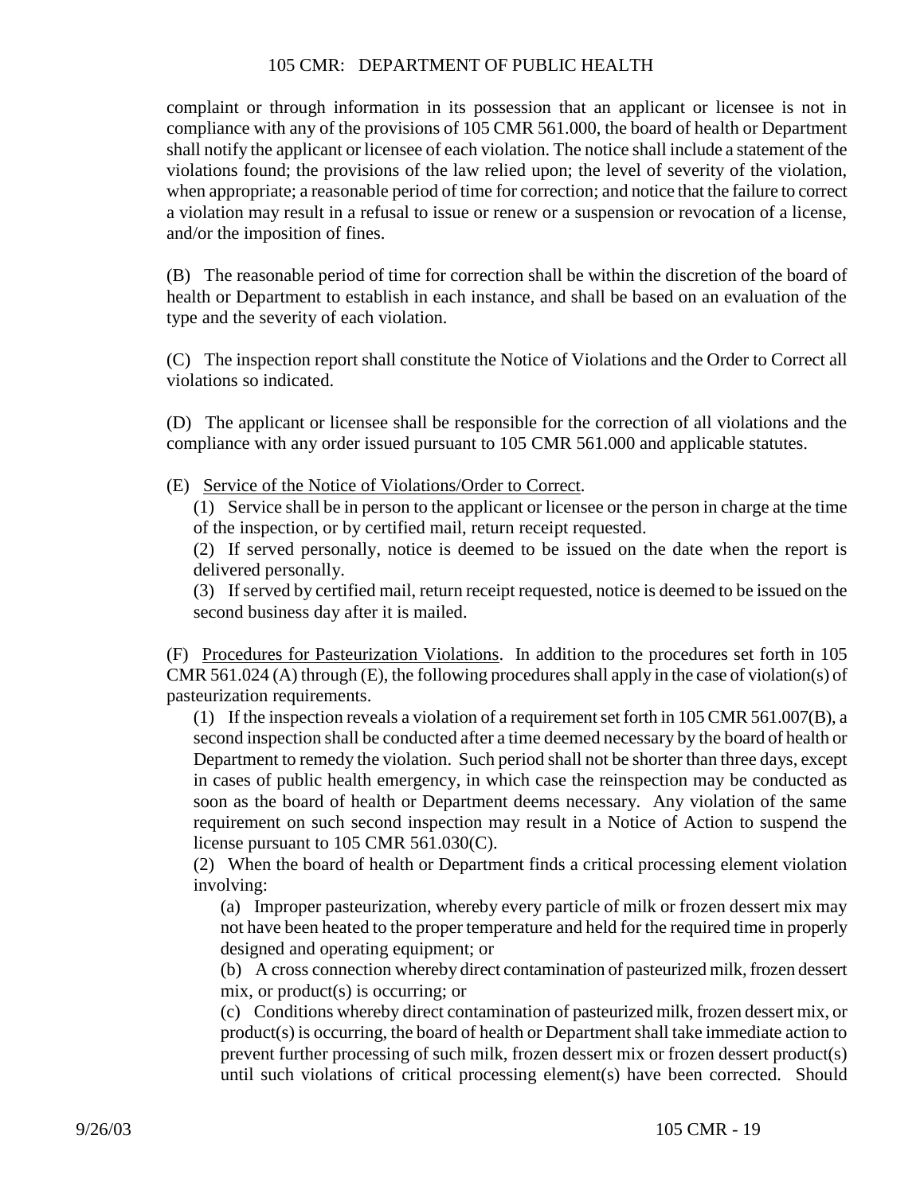complaint or through information in its possession that an applicant or licensee is not in compliance with any of the provisions of 105 CMR 561.000, the board of health or Department shall notify the applicant or licensee of each violation. The notice shall include a statement of the violations found; the provisions of the law relied upon; the level of severity of the violation, when appropriate; a reasonable period of time for correction; and notice that the failure to correct a violation may result in a refusal to issue or renew or a suspension or revocation of a license, and/or the imposition of fines.

(B) The reasonable period of time for correction shall be within the discretion of the board of health or Department to establish in each instance, and shall be based on an evaluation of the type and the severity of each violation.

(C) The inspection report shall constitute the Notice of Violations and the Order to Correct all violations so indicated.

(D) The applicant or licensee shall be responsible for the correction of all violations and the compliance with any order issued pursuant to 105 CMR 561.000 and applicable statutes.

(E) Service of the Notice of Violations/Order to Correct.

(1) Service shall be in person to the applicant or licensee or the person in charge at the time of the inspection, or by certified mail, return receipt requested.

(2) If served personally, notice is deemed to be issued on the date when the report is delivered personally.

(3) If served by certified mail, return receipt requested, notice is deemed to be issued on the second business day after it is mailed.

(F) Procedures for Pasteurization Violations. In addition to the procedures set forth in 105 CMR 561.024 (A) through (E), the following procedures shall apply in the case of violation(s) of pasteurization requirements.

(1) If the inspection reveals a violation of a requirement set forth in 105 CMR 561.007(B), a second inspection shall be conducted after a time deemed necessary by the board of health or Department to remedy the violation. Such period shall not be shorter than three days, except in cases of public health emergency, in which case the reinspection may be conducted as soon as the board of health or Department deems necessary. Any violation of the same requirement on such second inspection may result in a Notice of Action to suspend the license pursuant to 105 CMR 561.030(C).

(2) When the board of health or Department finds a critical processing element violation involving:

(a) Improper pasteurization, whereby every particle of milk or frozen dessert mix may not have been heated to the proper temperature and held for the required time in properly designed and operating equipment; or

(b) A cross connection whereby direct contamination of pasteurized milk, frozen dessert mix, or product(s) is occurring; or

(c) Conditions whereby direct contamination of pasteurized milk, frozen dessert mix, or product(s) is occurring, the board of health or Department shall take immediate action to prevent further processing of such milk, frozen dessert mix or frozen dessert product(s) until such violations of critical processing element(s) have been corrected. Should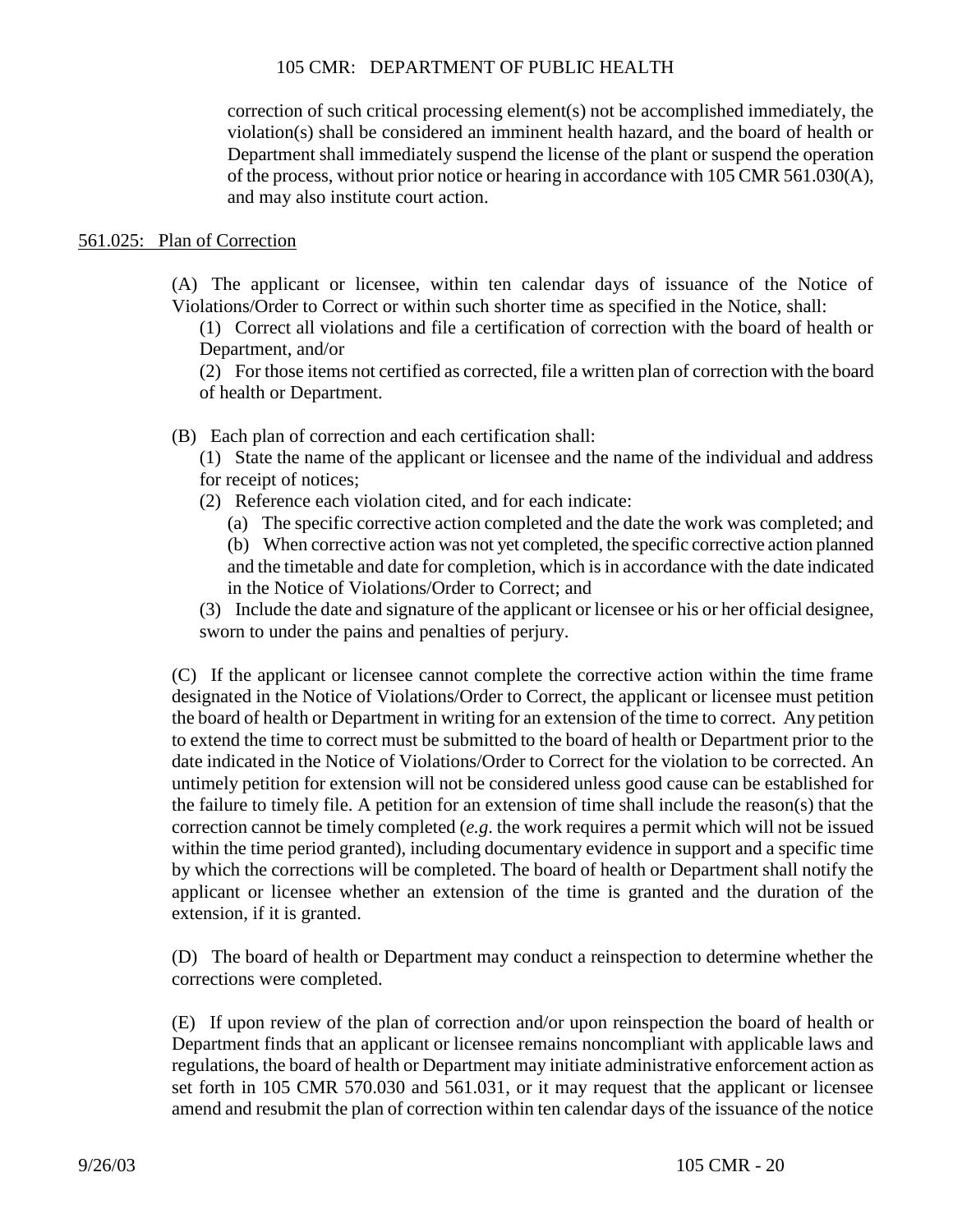correction of such critical processing element(s) not be accomplished immediately, the violation(s) shall be considered an imminent health hazard, and the board of health or Department shall immediately suspend the license of the plant or suspend the operation of the process, without prior notice or hearing in accordance with 105 CMR 561.030(A), and may also institute court action.

561.025: Plan of Correction

(A) The applicant or licensee, within ten calendar days of issuance of the Notice of Violations/Order to Correct or within such shorter time as specified in the Notice, shall:

(1) Correct all violations and file a certification of correction with the board of health or Department, and/or

(2) For those items not certified as corrected, file a written plan of correction with the board of health or Department.

(B) Each plan of correction and each certification shall:

(1) State the name of the applicant or licensee and the name of the individual and address for receipt of notices;

(2) Reference each violation cited, and for each indicate:

(a) The specific corrective action completed and the date the work was completed; and

(b) When corrective action was not yet completed, the specific corrective action planned and the timetable and date for completion, which is in accordance with the date indicated in the Notice of Violations/Order to Correct; and

(3) Include the date and signature of the applicant or licensee or his or her official designee, sworn to under the pains and penalties of perjury.

(C) If the applicant or licensee cannot complete the corrective action within the time frame designated in the Notice of Violations/Order to Correct, the applicant or licensee must petition the board of health or Department in writing for an extension of the time to correct. Any petition to extend the time to correct must be submitted to the board of health or Department prior to the date indicated in the Notice of Violations/Order to Correct for the violation to be corrected. An untimely petition for extension will not be considered unless good cause can be established for the failure to timely file. A petition for an extension of time shall include the reason(s) that the correction cannot be timely completed (*e.g*. the work requires a permit which will not be issued within the time period granted), including documentary evidence in support and a specific time by which the corrections will be completed. The board of health or Department shall notify the applicant or licensee whether an extension of the time is granted and the duration of the extension, if it is granted.

(D) The board of health or Department may conduct a reinspection to determine whether the corrections were completed.

(E) If upon review of the plan of correction and/or upon reinspection the board of health or Department finds that an applicant or licensee remains noncompliant with applicable laws and regulations, the board of health or Department may initiate administrative enforcement action as set forth in 105 CMR 570.030 and 561.031, or it may request that the applicant or licensee amend and resubmit the plan of correction within ten calendar days of the issuance of the notice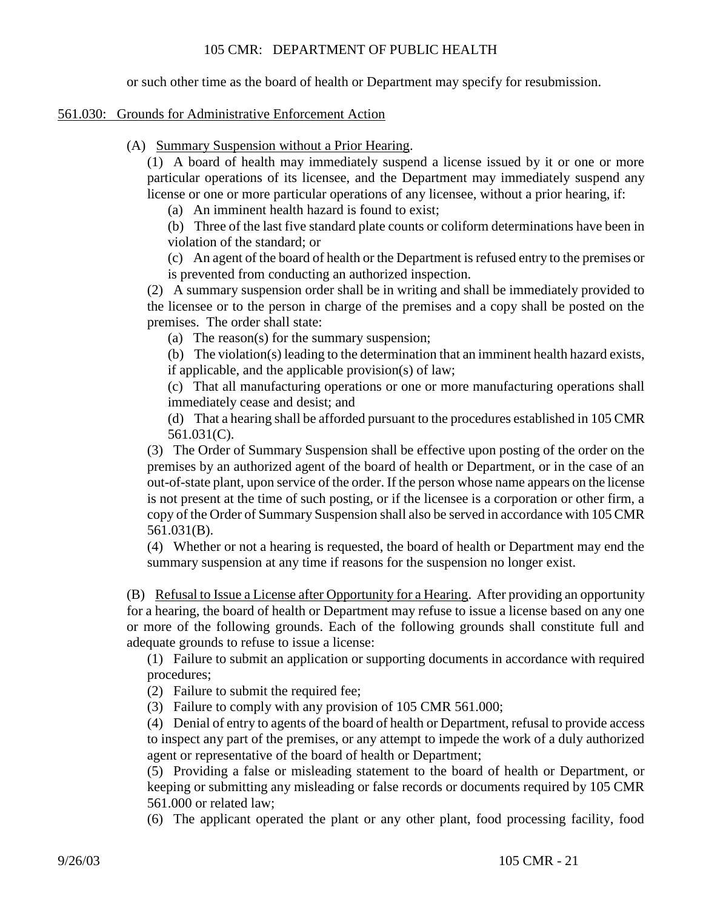or such other time as the board of health or Department may specify for resubmission.

## 561.030: Grounds for Administrative Enforcement Action

(A) Summary Suspension without a Prior Hearing.

(1) A board of health may immediately suspend a license issued by it or one or more particular operations of its licensee, and the Department may immediately suspend any license or one or more particular operations of any licensee, without a prior hearing, if:

(a) An imminent health hazard is found to exist;

(b) Three of the last five standard plate counts or coliform determinations have been in violation of the standard; or

(c) An agent of the board of health or the Department is refused entry to the premises or is prevented from conducting an authorized inspection.

(2) A summary suspension order shall be in writing and shall be immediately provided to the licensee or to the person in charge of the premises and a copy shall be posted on the premises. The order shall state:

(a) The reason(s) for the summary suspension;

(b) The violation(s) leading to the determination that an imminent health hazard exists, if applicable, and the applicable provision(s) of law;

(c) That all manufacturing operations or one or more manufacturing operations shall immediately cease and desist; and

(d) That a hearing shall be afforded pursuant to the procedures established in 105 CMR 561.031(C).

(3) The Order of Summary Suspension shall be effective upon posting of the order on the premises by an authorized agent of the board of health or Department, or in the case of an out-of-state plant, upon service of the order. If the person whose name appears on the license is not present at the time of such posting, or if the licensee is a corporation or other firm, a copy of the Order of Summary Suspension shall also be served in accordance with 105 CMR 561.031(B).

(4) Whether or not a hearing is requested, the board of health or Department may end the summary suspension at any time if reasons for the suspension no longer exist.

(B) Refusal to Issue a License after Opportunity for a Hearing. After providing an opportunity for a hearing, the board of health or Department may refuse to issue a license based on any one or more of the following grounds. Each of the following grounds shall constitute full and adequate grounds to refuse to issue a license:

(1) Failure to submit an application or supporting documents in accordance with required procedures;

(2) Failure to submit the required fee;

(3) Failure to comply with any provision of 105 CMR 561.000;

(4) Denial of entry to agents of the board of health or Department, refusal to provide access to inspect any part of the premises, or any attempt to impede the work of a duly authorized agent or representative of the board of health or Department;

(5) Providing a false or misleading statement to the board of health or Department, or keeping or submitting any misleading or false records or documents required by 105 CMR 561.000 or related law;

(6) The applicant operated the plant or any other plant, food processing facility, food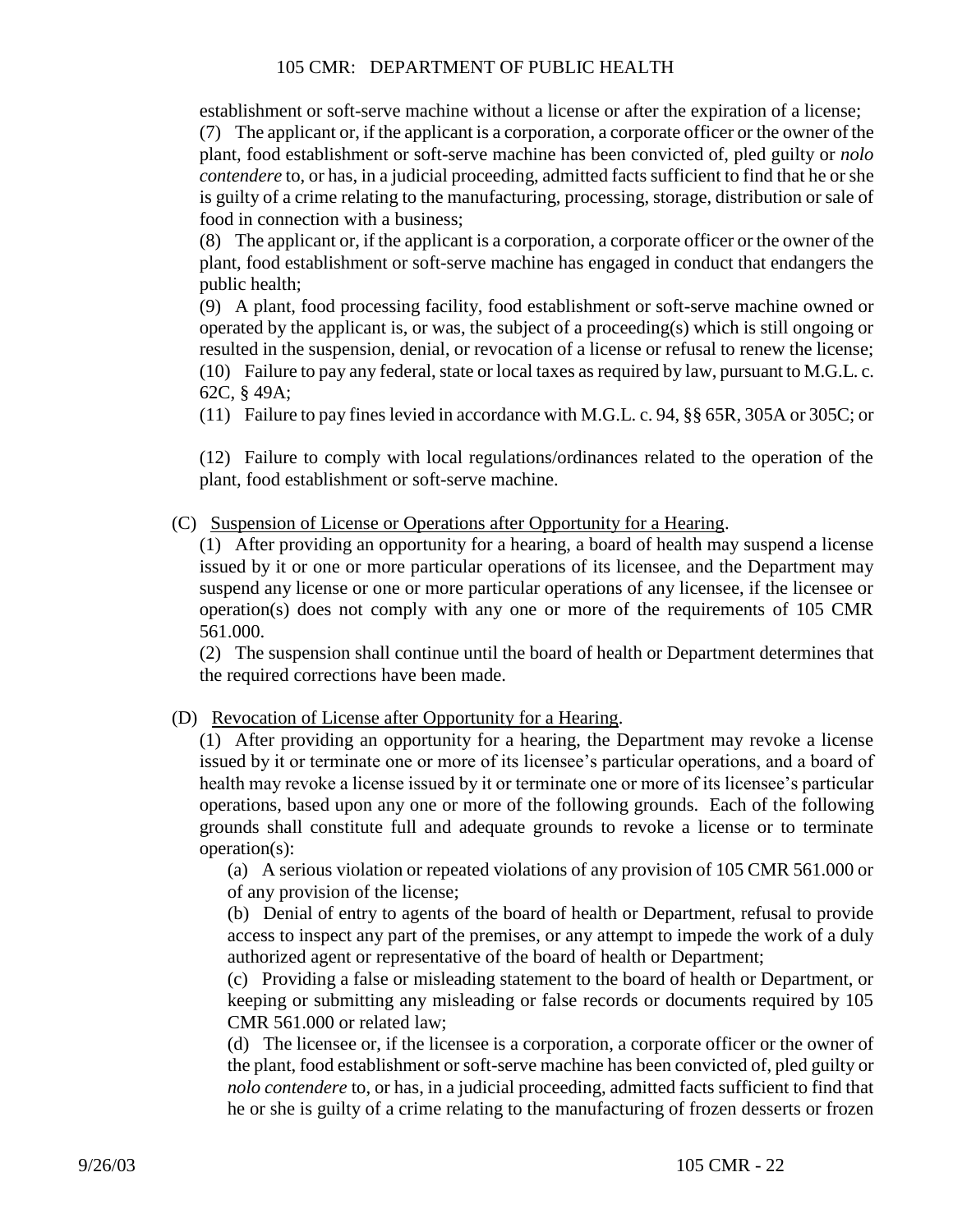establishment or soft-serve machine without a license or after the expiration of a license;

(7) The applicant or, if the applicant is a corporation, a corporate officer or the owner of the plant, food establishment or soft-serve machine has been convicted of, pled guilty or *nolo contendere* to, or has, in a judicial proceeding, admitted facts sufficient to find that he or she is guilty of a crime relating to the manufacturing, processing, storage, distribution or sale of food in connection with a business;

(8) The applicant or, if the applicant is a corporation, a corporate officer or the owner of the plant, food establishment or soft-serve machine has engaged in conduct that endangers the public health;

(9) A plant, food processing facility, food establishment or soft-serve machine owned or operated by the applicant is, or was, the subject of a proceeding(s) which is still ongoing or resulted in the suspension, denial, or revocation of a license or refusal to renew the license;

(10) Failure to pay any federal, state or local taxes as required by law, pursuant to M.G.L. c. 62C, § 49A;

(11) Failure to pay fines levied in accordance with M.G.L. c. 94, §§ 65R, 305A or 305C; or

(12) Failure to comply with local regulations/ordinances related to the operation of the plant, food establishment or soft-serve machine.

(C) Suspension of License or Operations after Opportunity for a Hearing.

(1) After providing an opportunity for a hearing, a board of health may suspend a license issued by it or one or more particular operations of its licensee, and the Department may suspend any license or one or more particular operations of any licensee, if the licensee or operation(s) does not comply with any one or more of the requirements of 105 CMR 561.000.

(2) The suspension shall continue until the board of health or Department determines that the required corrections have been made.

(D) Revocation of License after Opportunity for a Hearing.

(1) After providing an opportunity for a hearing, the Department may revoke a license issued by it or terminate one or more of its licensee's particular operations, and a board of health may revoke a license issued by it or terminate one or more of its licensee's particular operations, based upon any one or more of the following grounds. Each of the following grounds shall constitute full and adequate grounds to revoke a license or to terminate operation(s):

(a) A serious violation or repeated violations of any provision of 105 CMR 561.000 or of any provision of the license;

(b) Denial of entry to agents of the board of health or Department, refusal to provide access to inspect any part of the premises, or any attempt to impede the work of a duly authorized agent or representative of the board of health or Department;

(c) Providing a false or misleading statement to the board of health or Department, or keeping or submitting any misleading or false records or documents required by 105 CMR 561.000 or related law;

(d) The licensee or, if the licensee is a corporation, a corporate officer or the owner of the plant, food establishment or soft-serve machine has been convicted of, pled guilty or *nolo contendere* to, or has, in a judicial proceeding, admitted facts sufficient to find that he or she is guilty of a crime relating to the manufacturing of frozen desserts or frozen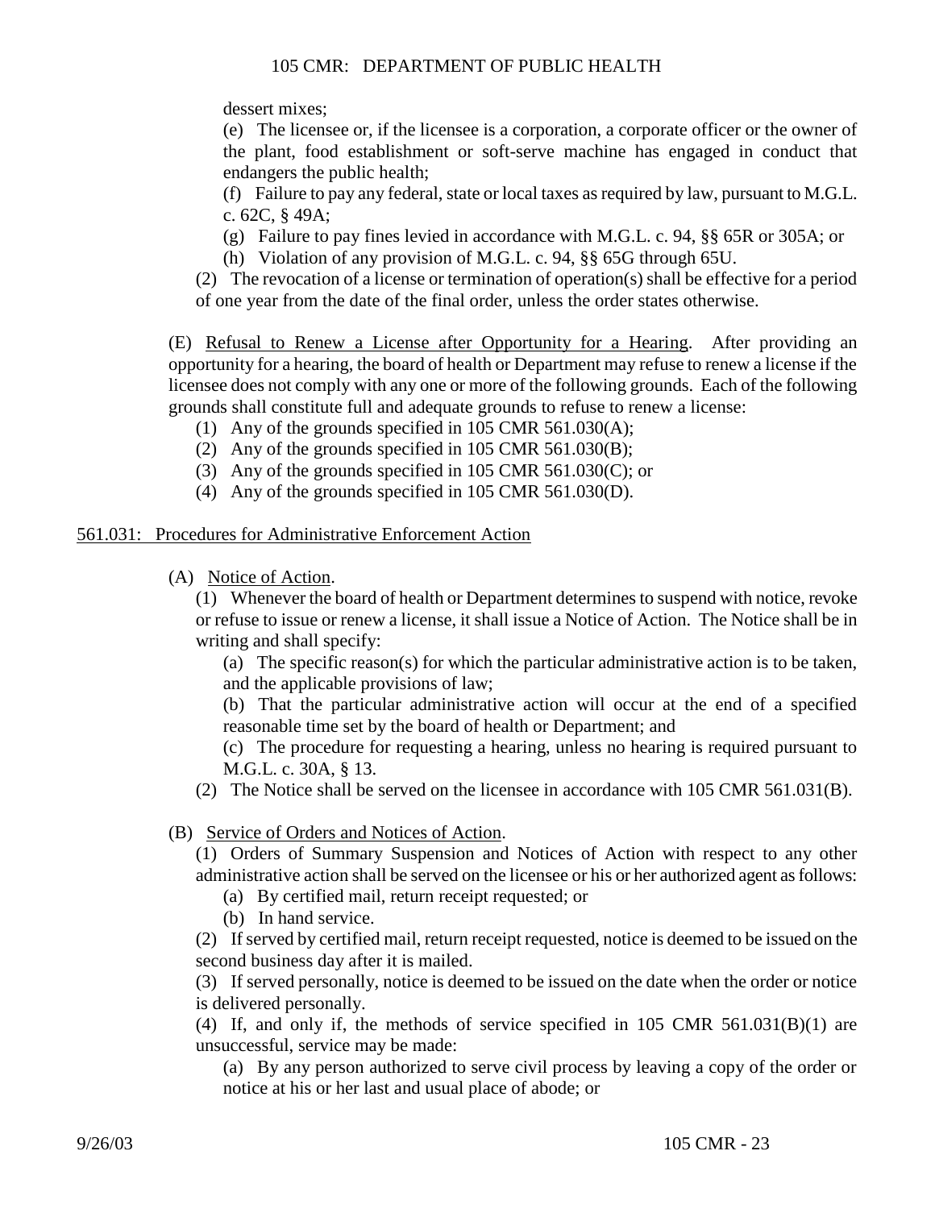dessert mixes;

(e) The licensee or, if the licensee is a corporation, a corporate officer or the owner of the plant, food establishment or soft-serve machine has engaged in conduct that endangers the public health;

(f) Failure to pay any federal, state or local taxes as required by law, pursuant to M.G.L. c. 62C, § 49A;

(g) Failure to pay fines levied in accordance with M.G.L. c. 94, §§ 65R or 305A; or

(h) Violation of any provision of M.G.L. c. 94, §§ 65G through 65U.

(2) The revocation of a license or termination of operation(s) shall be effective for a period of one year from the date of the final order, unless the order states otherwise.

(E) Refusal to Renew a License after Opportunity for a Hearing. After providing an opportunity for a hearing, the board of health or Department may refuse to renew a license if the licensee does not comply with any one or more of the following grounds. Each of the following grounds shall constitute full and adequate grounds to refuse to renew a license:

(1) Any of the grounds specified in 105 CMR 561.030(A);

(2) Any of the grounds specified in 105 CMR 561.030(B);

(3) Any of the grounds specified in 105 CMR 561.030(C); or

(4) Any of the grounds specified in 105 CMR 561.030(D).

## 561.031: Procedures for Administrative Enforcement Action

(A) Notice of Action.

(1) Whenever the board of health or Department determines to suspend with notice, revoke or refuse to issue or renew a license, it shall issue a Notice of Action. The Notice shall be in writing and shall specify:

(a) The specific reason(s) for which the particular administrative action is to be taken, and the applicable provisions of law;

(b) That the particular administrative action will occur at the end of a specified reasonable time set by the board of health or Department; and

(c) The procedure for requesting a hearing, unless no hearing is required pursuant to M.G.L. c. 30A, § 13.

(2) The Notice shall be served on the licensee in accordance with 105 CMR 561.031(B).

(B) Service of Orders and Notices of Action.

(1) Orders of Summary Suspension and Notices of Action with respect to any other administrative action shall be served on the licensee or his or her authorized agent as follows:

(a) By certified mail, return receipt requested; or

(b) In hand service.

(2) If served by certified mail, return receipt requested, notice is deemed to be issued on the second business day after it is mailed.

(3) If served personally, notice is deemed to be issued on the date when the order or notice is delivered personally.

(4) If, and only if, the methods of service specified in 105 CMR 561.031(B)(1) are unsuccessful, service may be made:

(a) By any person authorized to serve civil process by leaving a copy of the order or notice at his or her last and usual place of abode; or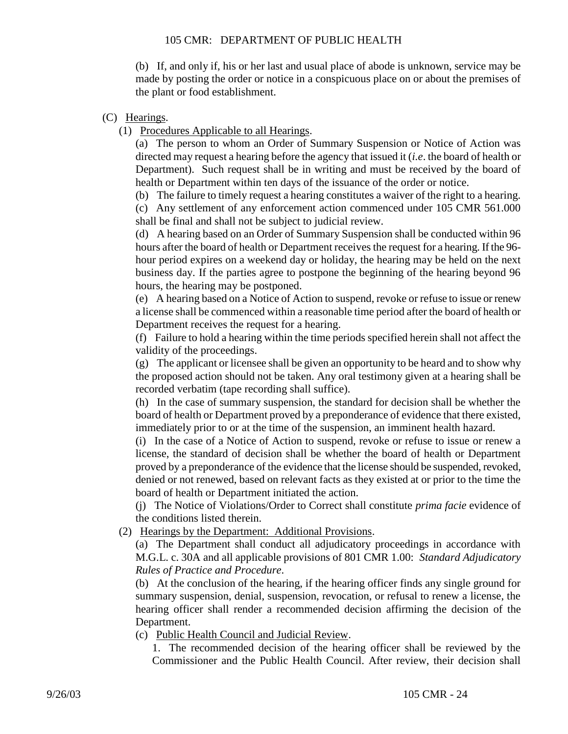(b) If, and only if, his or her last and usual place of abode is unknown, service may be made by posting the order or notice in a conspicuous place on or about the premises of the plant or food establishment.

(C) Hearings.

(1) Procedures Applicable to all Hearings.

(a) The person to whom an Order of Summary Suspension or Notice of Action was directed may request a hearing before the agency that issued it (*i.e*. the board of health or Department). Such request shall be in writing and must be received by the board of health or Department within ten days of the issuance of the order or notice.

(b) The failure to timely request a hearing constitutes a waiver of the right to a hearing.

(c) Any settlement of any enforcement action commenced under 105 CMR 561.000 shall be final and shall not be subject to judicial review.

(d) A hearing based on an Order of Summary Suspension shall be conducted within 96 hours after the board of health or Department receives the request for a hearing. If the 96-hour period expires on a weekend day or holiday, the hearing may be held on the next business day. If the parties agree to postpone the beginning of the hearing beyond 96 hours, the hearing may be postponed.

(e) A hearing based on a Notice of Action to suspend, revoke or refuse to issue or renew a license shall be commenced within a reasonable time period after the board of health or Department receives the request for a hearing.

(f) Failure to hold a hearing within the time periods specified herein shall not affect the validity of the proceedings.

(g) The applicant or licensee shall be given an opportunity to be heard and to show why the proposed action should not be taken. Any oral testimony given at a hearing shall be recorded verbatim (tape recording shall suffice).

(h) In the case of summary suspension, the standard for decision shall be whether the board of health or Department proved by a preponderance of evidence that there existed, immediately prior to or at the time of the suspension, an imminent health hazard.

(i) In the case of a Notice of Action to suspend, revoke or refuse to issue or renew a license, the standard of decision shall be whether the board of health or Department proved by a preponderance of the evidence that the license should be suspended, revoked, denied or not renewed, based on relevant facts as they existed at or prior to the time the board of health or Department initiated the action.

(j) The Notice of Violations/Order to Correct shall constitute *prima facie* evidence of the conditions listed therein.

(2) Hearings by the Department: Additional Provisions.

(a) The Department shall conduct all adjudicatory proceedings in accordance with M.G.L. c. 30A and all applicable provisions of 801 CMR 1.00: *Standard Adjudicatory Rules of Practice and Procedure*.

(b) At the conclusion of the hearing, if the hearing officer finds any single ground for summary suspension, denial, suspension, revocation, or refusal to renew a license, the hearing officer shall render a recommended decision affirming the decision of the Department.

(c) Public Health Council and Judicial Review.

1. The recommended decision of the hearing officer shall be reviewed by the Commissioner and the Public Health Council. After review, their decision shall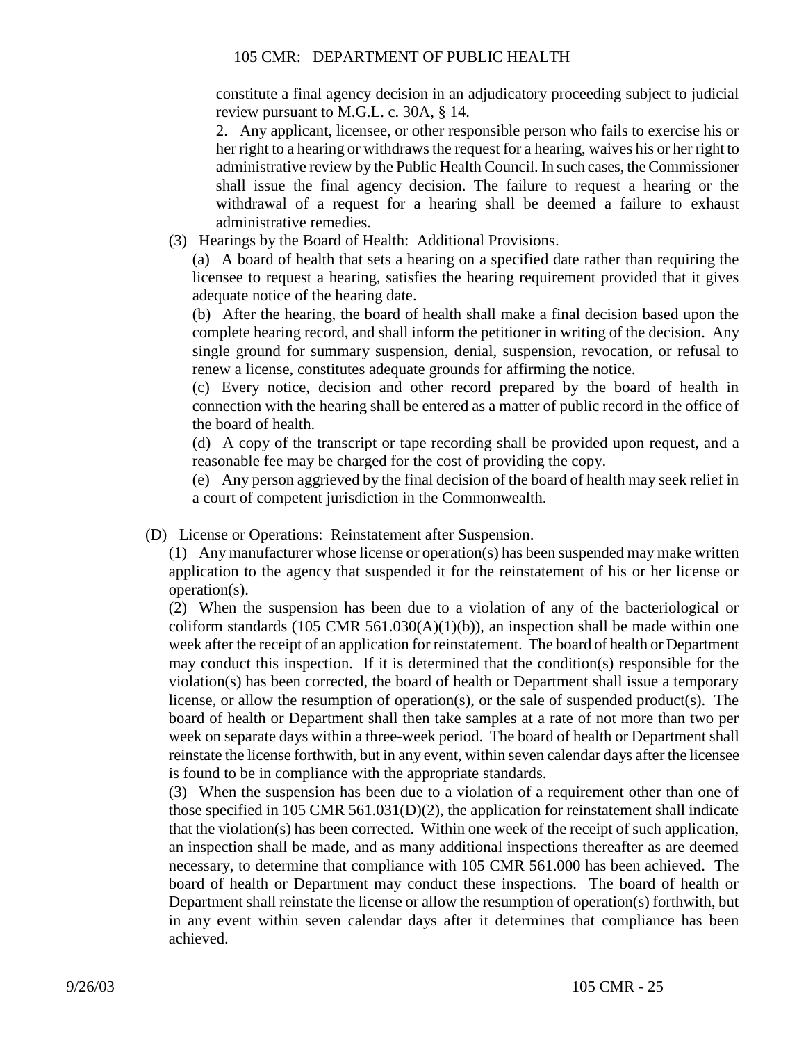constitute a final agency decision in an adjudicatory proceeding subject to judicial review pursuant to M.G.L. c. 30A, § 14.

2. Any applicant, licensee, or other responsible person who fails to exercise his or her right to a hearing or withdraws the request for a hearing, waives his or her right to administrative review by the Public Health Council. In such cases, the Commissioner shall issue the final agency decision. The failure to request a hearing or the withdrawal of a request for a hearing shall be deemed a failure to exhaust administrative remedies.

(3) Hearings by the Board of Health: Additional Provisions.

(a) A board of health that sets a hearing on a specified date rather than requiring the licensee to request a hearing, satisfies the hearing requirement provided that it gives adequate notice of the hearing date.

(b) After the hearing, the board of health shall make a final decision based upon the complete hearing record, and shall inform the petitioner in writing of the decision. Any single ground for summary suspension, denial, suspension, revocation, or refusal to renew a license, constitutes adequate grounds for affirming the notice.

(c) Every notice, decision and other record prepared by the board of health in connection with the hearing shall be entered as a matter of public record in the office of the board of health.

(d) A copy of the transcript or tape recording shall be provided upon request, and a reasonable fee may be charged for the cost of providing the copy.

(e) Any person aggrieved by the final decision of the board of health may seek relief in a court of competent jurisdiction in the Commonwealth.

(D) License or Operations: Reinstatement after Suspension.

(1) Any manufacturer whose license or operation(s) has been suspended may make written application to the agency that suspended it for the reinstatement of his or her license or operation(s).

(2) When the suspension has been due to a violation of any of the bacteriological or coliform standards (105 CMR 561.030(A)(1)(b)), an inspection shall be made within one week after the receipt of an application for reinstatement. The board of health or Department may conduct this inspection. If it is determined that the condition(s) responsible for the violation(s) has been corrected, the board of health or Department shall issue a temporary license, or allow the resumption of operation(s), or the sale of suspended product(s). The board of health or Department shall then take samples at a rate of not more than two per week on separate days within a three-week period. The board of health or Department shall reinstate the license forthwith, but in any event, within seven calendar days after the licensee is found to be in compliance with the appropriate standards.

(3) When the suspension has been due to a violation of a requirement other than one of those specified in 105 CMR 561.031(D)(2), the application for reinstatement shall indicate that the violation(s) has been corrected. Within one week of the receipt of such application, an inspection shall be made, and as many additional inspections thereafter as are deemed necessary, to determine that compliance with 105 CMR 561.000 has been achieved. The board of health or Department may conduct these inspections. The board of health or Department shall reinstate the license or allow the resumption of operation(s) forthwith, but in any event within seven calendar days after it determines that compliance has been achieved.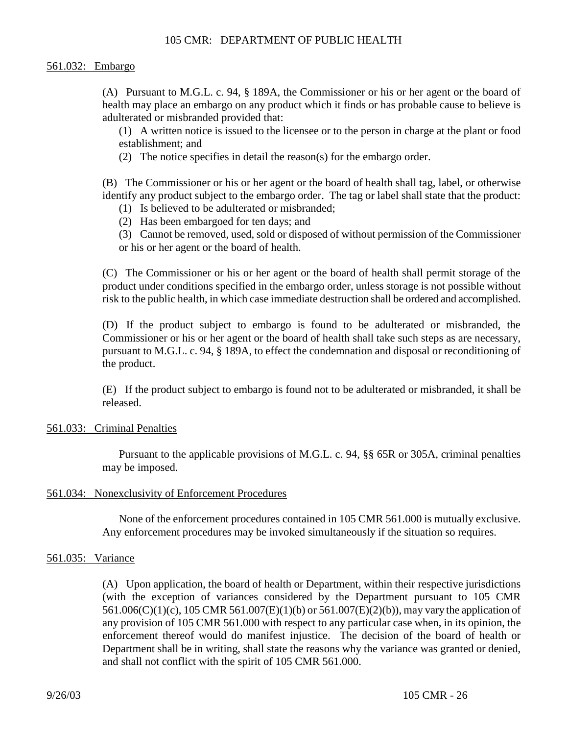### 561.032: Embargo

(A) Pursuant to M.G.L. c. 94, § 189A, the Commissioner or his or her agent or the board of health may place an embargo on any product which it finds or has probable cause to believe is adulterated or misbranded provided that:

(1) A written notice is issued to the licensee or to the person in charge at the plant or food establishment; and

(2) The notice specifies in detail the reason(s) for the embargo order.

(B) The Commissioner or his or her agent or the board of health shall tag, label, or otherwise identify any product subject to the embargo order. The tag or label shall state that the product:

(1) Is believed to be adulterated or misbranded;

(2) Has been embargoed for ten days; and

(3) Cannot be removed, used, sold or disposed of without permission of the Commissioner or his or her agent or the board of health.

(C) The Commissioner or his or her agent or the board of health shall permit storage of the product under conditions specified in the embargo order, unless storage is not possible without risk to the public health, in which case immediate destruction shall be ordered and accomplished.

(D) If the product subject to embargo is found to be adulterated or misbranded, the Commissioner or his or her agent or the board of health shall take such steps as are necessary, pursuant to M.G.L. c. 94, § 189A, to effect the condemnation and disposal or reconditioning of the product.

(E) If the product subject to embargo is found not to be adulterated or misbranded, it shall be released.

### 561.033: Criminal Penalties

Pursuant to the applicable provisions of M.G.L. c. 94, §§ 65R or 305A, criminal penalties may be imposed.

### 561.034: Nonexclusivity of Enforcement Procedures

None of the enforcement procedures contained in 105 CMR 561.000 is mutually exclusive. Any enforcement procedures may be invoked simultaneously if the situation so requires.

### 561.035: Variance

(A) Upon application, the board of health or Department, within their respective jurisdictions (with the exception of variances considered by the Department pursuant to 105 CMR 561.006(C)(1)(c), 105 CMR 561.007(E)(1)(b) or 561.007(E)(2)(b)), may vary the application of any provision of 105 CMR 561.000 with respect to any particular case when, in its opinion, the enforcement thereof would do manifest injustice. The decision of the board of health or Department shall be in writing, shall state the reasons why the variance was granted or denied, and shall not conflict with the spirit of 105 CMR 561.000.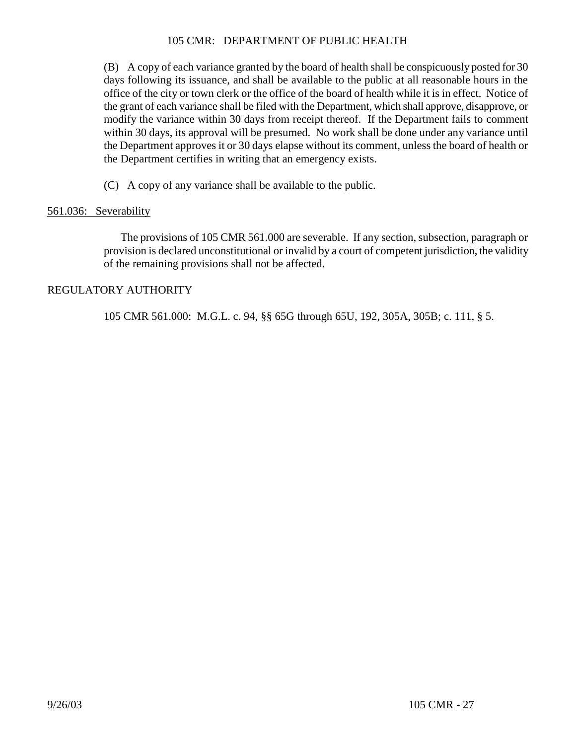(B) A copy of each variance granted by the board of health shall be conspicuously posted for 30 days following its issuance, and shall be available to the public at all reasonable hours in the office of the city or town clerk or the office of the board of health while it is in effect. Notice of the grant of each variance shall be filed with the Department, which shall approve, disapprove, or modify the variance within 30 days from receipt thereof. If the Department fails to comment within 30 days, its approval will be presumed. No work shall be done under any variance until the Department approves it or 30 days elapse without its comment, unless the board of health or the Department certifies in writing that an emergency exists.

(C) A copy of any variance shall be available to the public.

## 561.036: Severability

The provisions of 105 CMR 561.000 are severable. If any section, subsection, paragraph or provision is declared unconstitutional or invalid by a court of competent jurisdiction, the validity of the remaining provisions shall not be affected.

## REGULATORY AUTHORITY

105 CMR 561.000: M.G.L. c. 94, §§ 65G through 65U, 192, 305A, 305B; c. 111, § 5.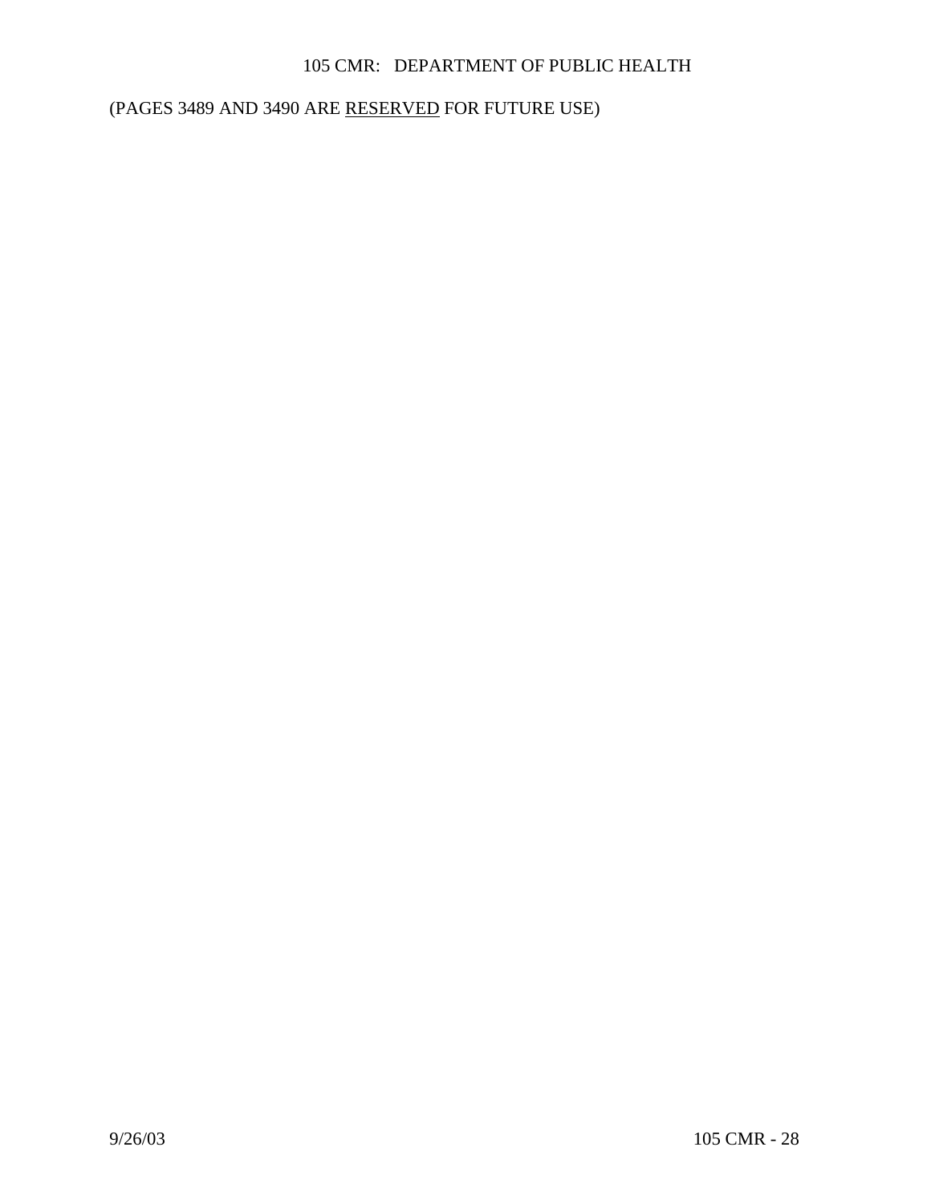(PAGES 3489 AND 3490 ARE <u>RESERVED</u> FOR FUTURE USE)